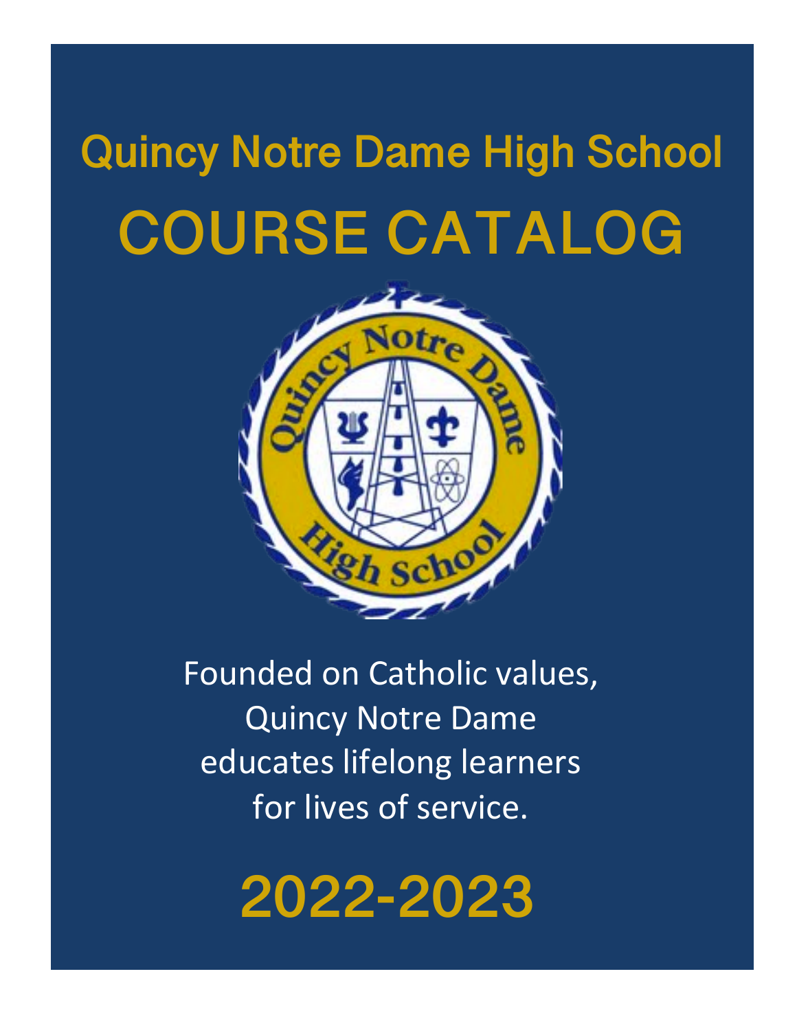# Quincy Notre Dame High School

# COURSE CATALOG

Founded on Catholic values,
Quincy Notre Dame
educates lifelong learners
for lives of service.

# 2022-2023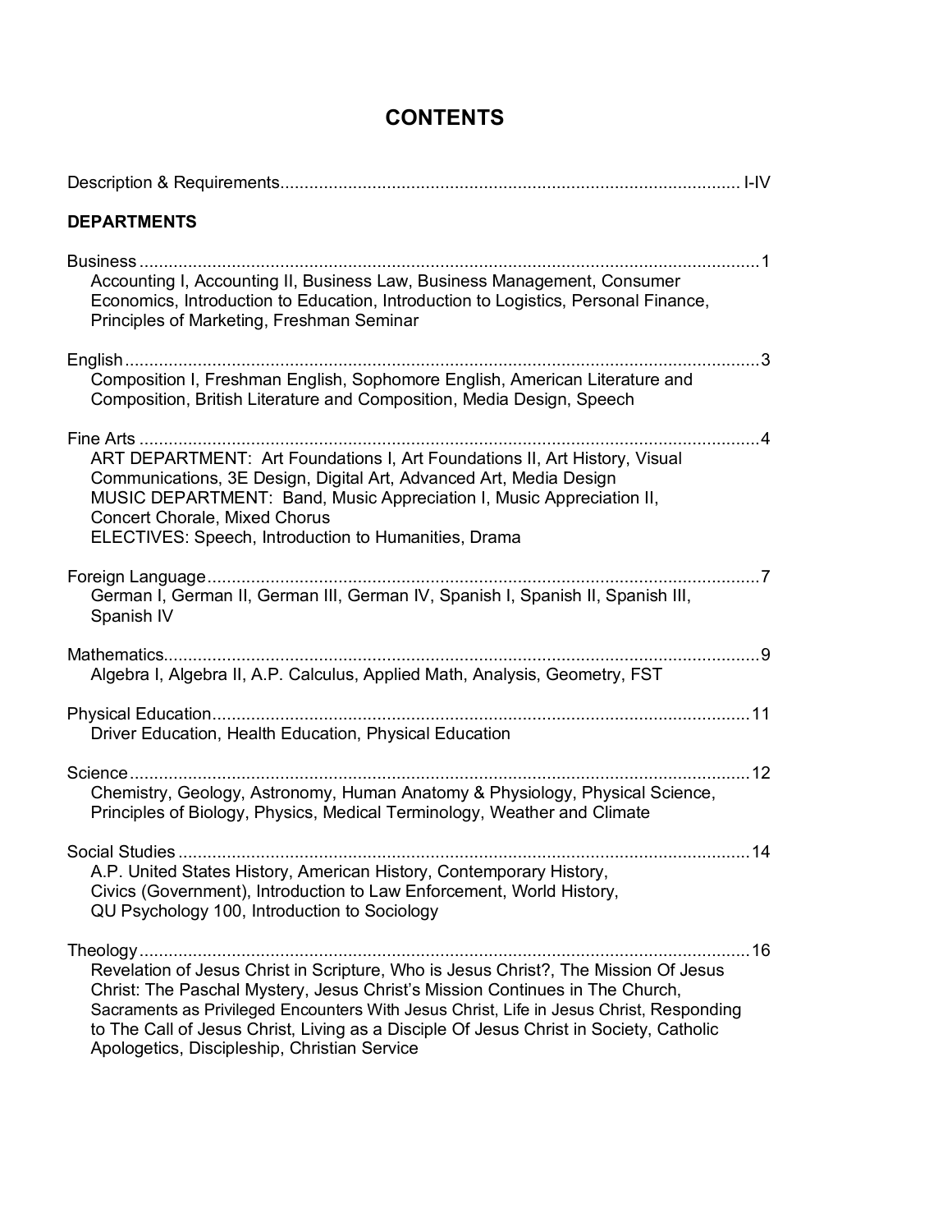# CONTENTS

Description & Requirements ........................................................................................... I-IV

**DEPARTMENTS**

Business ........................................................................................................................... 1
Accounting I, Accounting II, Business Law, Business Management, Consumer Economics, Introduction to Education, Introduction to Logistics, Personal Finance, Principles of Marketing, Freshman Seminar

English ............................................................................................................................. 3
Composition I, Freshman English, Sophomore English, American Literature and Composition, British Literature and Composition, Media Design, Speech

Fine Arts .......................................................................................................................... 4
ART DEPARTMENT: Art Foundations I, Art Foundations II, Art History, Visual Communications, 3E Design, Digital Art, Advanced Art, Media Design
MUSIC DEPARTMENT: Band, Music Appreciation I, Music Appreciation II, Concert Chorale, Mixed Chorus
ELECTIVES: Speech, Introduction to Humanities, Drama

Foreign Language ........................................................................................................... 7
German I, German II, German III, German IV, Spanish I, Spanish II, Spanish III, Spanish IV

Mathematics ..................................................................................................................... 9
Algebra I, Algebra II, A.P. Calculus, Applied Math, Analysis, Geometry, FST

Physical Education ........................................................................................................ 11
Driver Education, Health Education, Physical Education

Science .......................................................................................................................... 12
Chemistry, Geology, Astronomy, Human Anatomy & Physiology, Physical Science, Principles of Biology, Physics, Medical Terminology, Weather and Climate

Social Studies ................................................................................................................ 14
A.P. United States History, American History, Contemporary History, Civics (Government), Introduction to Law Enforcement, World History, QU Psychology 100, Introduction to Sociology

Theology ........................................................................................................................ 16
Revelation of Jesus Christ in Scripture, Who is Jesus Christ?, The Mission Of Jesus Christ: The Paschal Mystery, Jesus Christ's Mission Continues in The Church, Sacraments as Privileged Encounters With Jesus Christ, Life in Jesus Christ, Responding to The Call of Jesus Christ, Living as a Disciple Of Jesus Christ in Society, Catholic Apologetics, Discipleship, Christian Service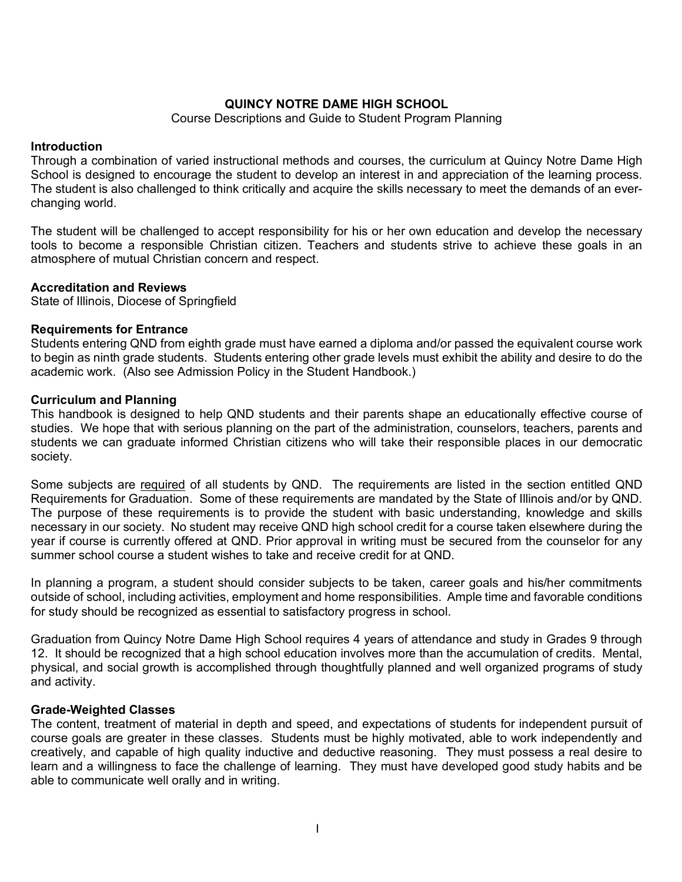# QUINCY NOTRE DAME HIGH SCHOOL

Course Descriptions and Guide to Student Program Planning

**Introduction**

Through a combination of varied instructional methods and courses, the curriculum at Quincy Notre Dame High School is designed to encourage the student to develop an interest in and appreciation of the learning process. The student is also challenged to think critically and acquire the skills necessary to meet the demands of an ever-changing world.

The student will be challenged to accept responsibility for his or her own education and develop the necessary tools to become a responsible Christian citizen. Teachers and students strive to achieve these goals in an atmosphere of mutual Christian concern and respect.

**Accreditation and Reviews**

State of Illinois, Diocese of Springfield

**Requirements for Entrance**

Students entering QND from eighth grade must have earned a diploma and/or passed the equivalent course work to begin as ninth grade students. Students entering other grade levels must exhibit the ability and desire to do the academic work. (Also see Admission Policy in the Student Handbook.)

**Curriculum and Planning**

This handbook is designed to help QND students and their parents shape an educationally effective course of studies. We hope that with serious planning on the part of the administration, counselors, teachers, parents and students we can graduate informed Christian citizens who will take their responsible places in our democratic society.

Some subjects are required of all students by QND. The requirements are listed in the section entitled QND Requirements for Graduation. Some of these requirements are mandated by the State of Illinois and/or by QND. The purpose of these requirements is to provide the student with basic understanding, knowledge and skills necessary in our society. No student may receive QND high school credit for a course taken elsewhere during the year if course is currently offered at QND. Prior approval in writing must be secured from the counselor for any summer school course a student wishes to take and receive credit for at QND.

In planning a program, a student should consider subjects to be taken, career goals and his/her commitments outside of school, including activities, employment and home responsibilities. Ample time and favorable conditions for study should be recognized as essential to satisfactory progress in school.

Graduation from Quincy Notre Dame High School requires 4 years of attendance and study in Grades 9 through 12. It should be recognized that a high school education involves more than the accumulation of credits. Mental, physical, and social growth is accomplished through thoughtfully planned and well organized programs of study and activity.

**Grade-Weighted Classes**

The content, treatment of material in depth and speed, and expectations of students for independent pursuit of course goals are greater in these classes. Students must be highly motivated, able to work independently and creatively, and capable of high quality inductive and deductive reasoning. They must possess a real desire to learn and a willingness to face the challenge of learning. They must have developed good study habits and be able to communicate well orally and in writing.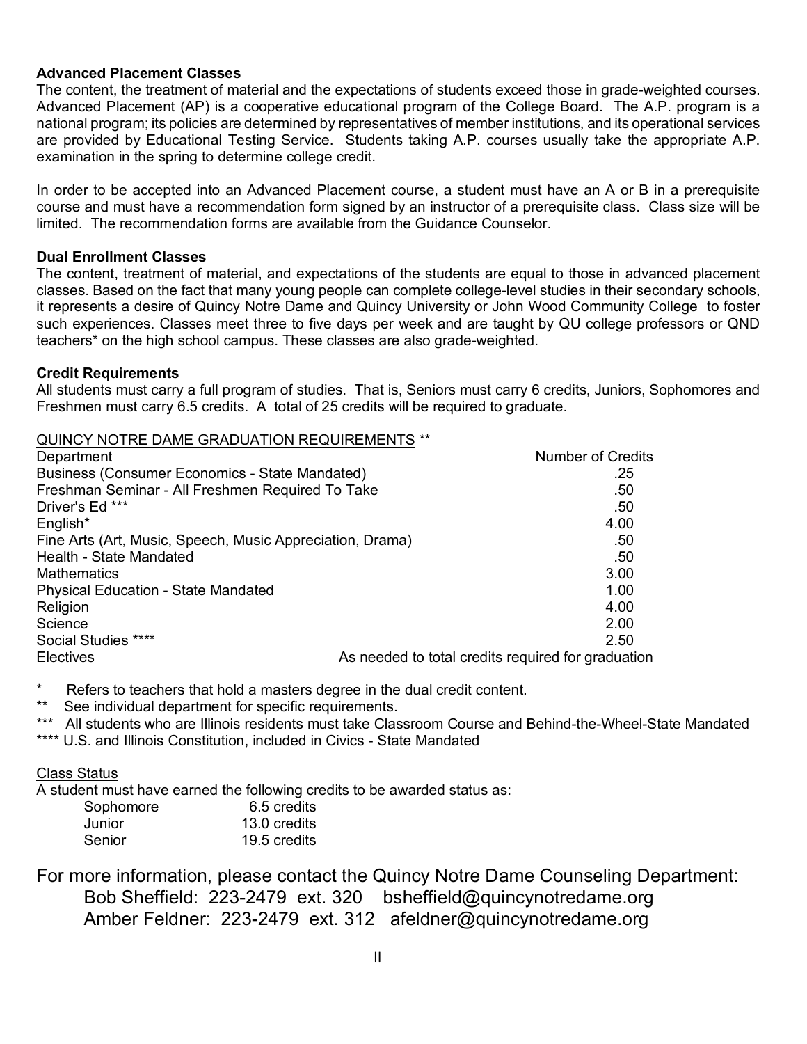**Advanced Placement Classes**

The content, the treatment of material and the expectations of students exceed those in grade-weighted courses. Advanced Placement (AP) is a cooperative educational program of the College Board. The A.P. program is a national program; its policies are determined by representatives of member institutions, and its operational services are provided by Educational Testing Service. Students taking A.P. courses usually take the appropriate A.P. examination in the spring to determine college credit.

In order to be accepted into an Advanced Placement course, a student must have an A or B in a prerequisite course and must have a recommendation form signed by an instructor of a prerequisite class. Class size will be limited. The recommendation forms are available from the Guidance Counselor.

**Dual Enrollment Classes**

The content, treatment of material, and expectations of the students are equal to those in advanced placement classes. Based on the fact that many young people can complete college-level studies in their secondary schools, it represents a desire of Quincy Notre Dame and Quincy University or John Wood Community College to foster such experiences. Classes meet three to five days per week and are taught by QU college professors or QND teachers* on the high school campus. These classes are also grade-weighted.

**Credit Requirements**

All students must carry a full program of studies. That is, Seniors must carry 6 credits, Juniors, Sophomores and Freshmen must carry 6.5 credits. A total of 25 credits will be required to graduate.

QUINCY NOTRE DAME GRADUATION REQUIREMENTS **

| Department | Number of Credits |
|---|---|
| Business (Consumer Economics - State Mandated) | .25 |
| Freshman Seminar - All Freshmen Required To Take | .50 |
| Driver's Ed *** | .50 |
| English* | 4.00 |
| Fine Arts (Art, Music, Speech, Music Appreciation, Drama) | .50 |
| Health - State Mandated | .50 |
| Mathematics | 3.00 |
| Physical Education - State Mandated | 1.00 |
| Religion | 4.00 |
| Science | 2.00 |
| Social Studies **** | 2.50 |
| Electives | As needed to total credits required for graduation |

\* Refers to teachers that hold a masters degree in the dual credit content.
** See individual department for specific requirements.
*** All students who are Illinois residents must take Classroom Course and Behind-the-Wheel-State Mandated
**** U.S. and Illinois Constitution, included in Civics - State Mandated

Class Status

A student must have earned the following credits to be awarded status as:

| | |
|---|---|
| Sophomore | 6.5 credits |
| Junior | 13.0 credits |
| Senior | 19.5 credits |

For more information, please contact the Quincy Notre Dame Counseling Department:

Bob Sheffield: 223-2479 ext. 320 bsheffield@quincynotredame.org
Amber Feldner: 223-2479 ext. 312 afeldner@quincynotredame.org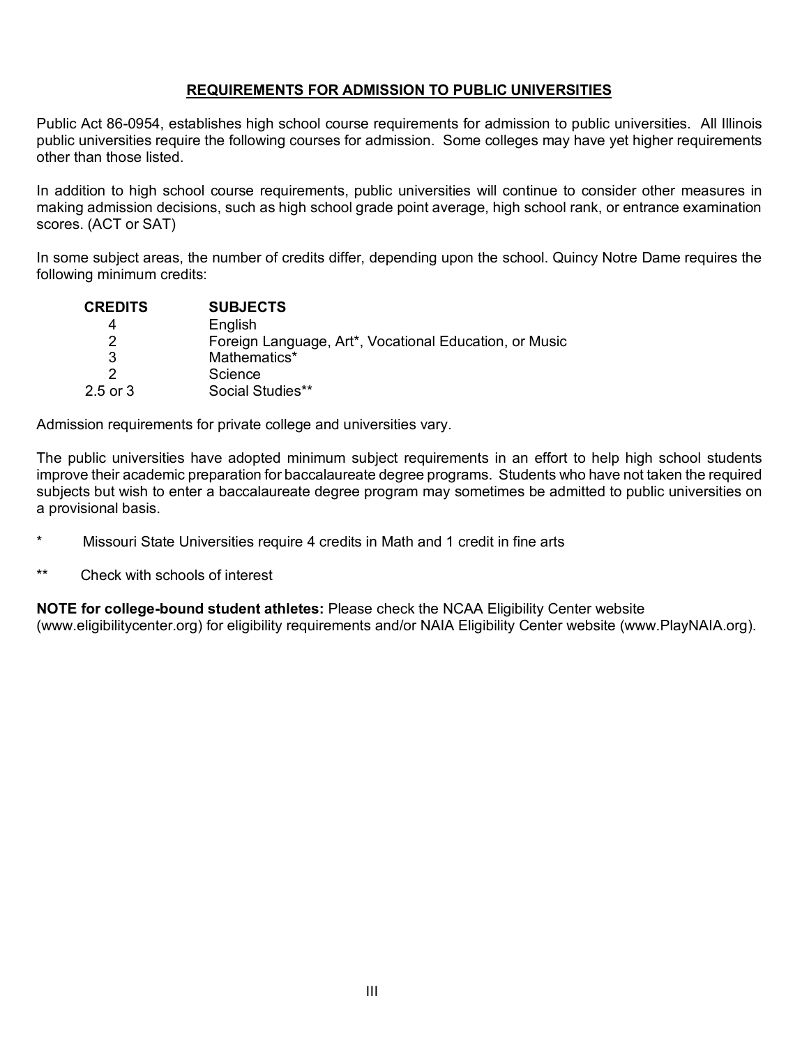## REQUIREMENTS FOR ADMISSION TO PUBLIC UNIVERSITIES

Public Act 86-0954, establishes high school course requirements for admission to public universities. All Illinois public universities require the following courses for admission. Some colleges may have yet higher requirements other than those listed.

In addition to high school course requirements, public universities will continue to consider other measures in making admission decisions, such as high school grade point average, high school rank, or entrance examination scores. (ACT or SAT)

In some subject areas, the number of credits differ, depending upon the school. Quincy Notre Dame requires the following minimum credits:

| CREDITS | SUBJECTS |
|---|---|
| 4 | English |
| 2 | Foreign Language, Art*, Vocational Education, or Music |
| 3 | Mathematics* |
| 2 | Science |
| 2.5 or 3 | Social Studies** |

Admission requirements for private college and universities vary.

The public universities have adopted minimum subject requirements in an effort to help high school students improve their academic preparation for baccalaureate degree programs. Students who have not taken the required subjects but wish to enter a baccalaureate degree program may sometimes be admitted to public universities on a provisional basis.

\* Missouri State Universities require 4 credits in Math and 1 credit in fine arts

\** Check with schools of interest

**NOTE for college-bound student athletes:** Please check the NCAA Eligibility Center website (www.eligibilitycenter.org) for eligibility requirements and/or NAIA Eligibility Center website (www.PlayNAIA.org).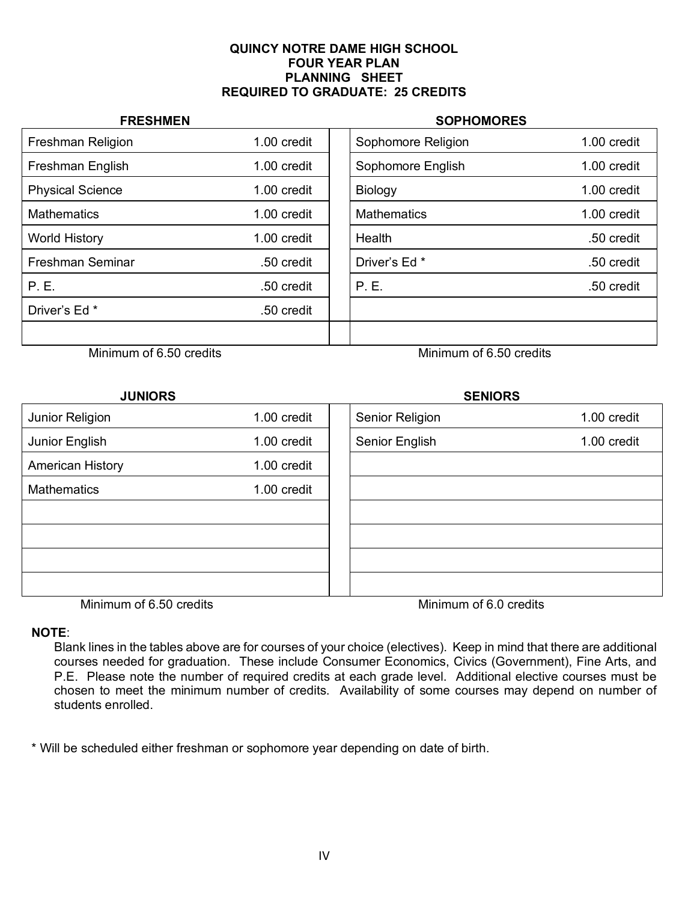# QUINCY NOTRE DAME HIGH SCHOOL
## FOUR YEAR PLAN
## PLANNING SHEET
## REQUIRED TO GRADUATE: 25 CREDITS

### FRESHMEN

| Course | Credit |
|---|---|
| Freshman Religion | 1.00 credit |
| Freshman English | 1.00 credit |
| Physical Science | 1.00 credit |
| Mathematics | 1.00 credit |
| World History | 1.00 credit |
| Freshman Seminar | .50 credit |
| P. E. | .50 credit |
| Driver's Ed * | .50 credit |
| | |

Minimum of 6.50 credits

### SOPHOMORES

| Course | Credit |
|---|---|
| Sophomore Religion | 1.00 credit |
| Sophomore English | 1.00 credit |
| Biology | 1.00 credit |
| Mathematics | 1.00 credit |
| Health | .50 credit |
| Driver's Ed * | .50 credit |
| P. E. | .50 credit |
| | |
| | |

Minimum of 6.50 credits

### JUNIORS

| Course | Credit |
|---|---|
| Junior Religion | 1.00 credit |
| Junior English | 1.00 credit |
| American History | 1.00 credit |
| Mathematics | 1.00 credit |
| | |
| | |
| | |
| | |

Minimum of 6.50 credits

### SENIORS

| Course | Credit |
|---|---|
| Senior Religion | 1.00 credit |
| Senior English | 1.00 credit |
| | |
| | |
| | |
| | |
| | |
| | |

Minimum of 6.0 credits

**NOTE**:
Blank lines in the tables above are for courses of your choice (electives). Keep in mind that there are additional courses needed for graduation. These include Consumer Economics, Civics (Government), Fine Arts, and P.E. Please note the number of required credits at each grade level. Additional elective courses must be chosen to meet the minimum number of credits. Availability of some courses may depend on number of students enrolled.

* Will be scheduled either freshman or sophomore year depending on date of birth.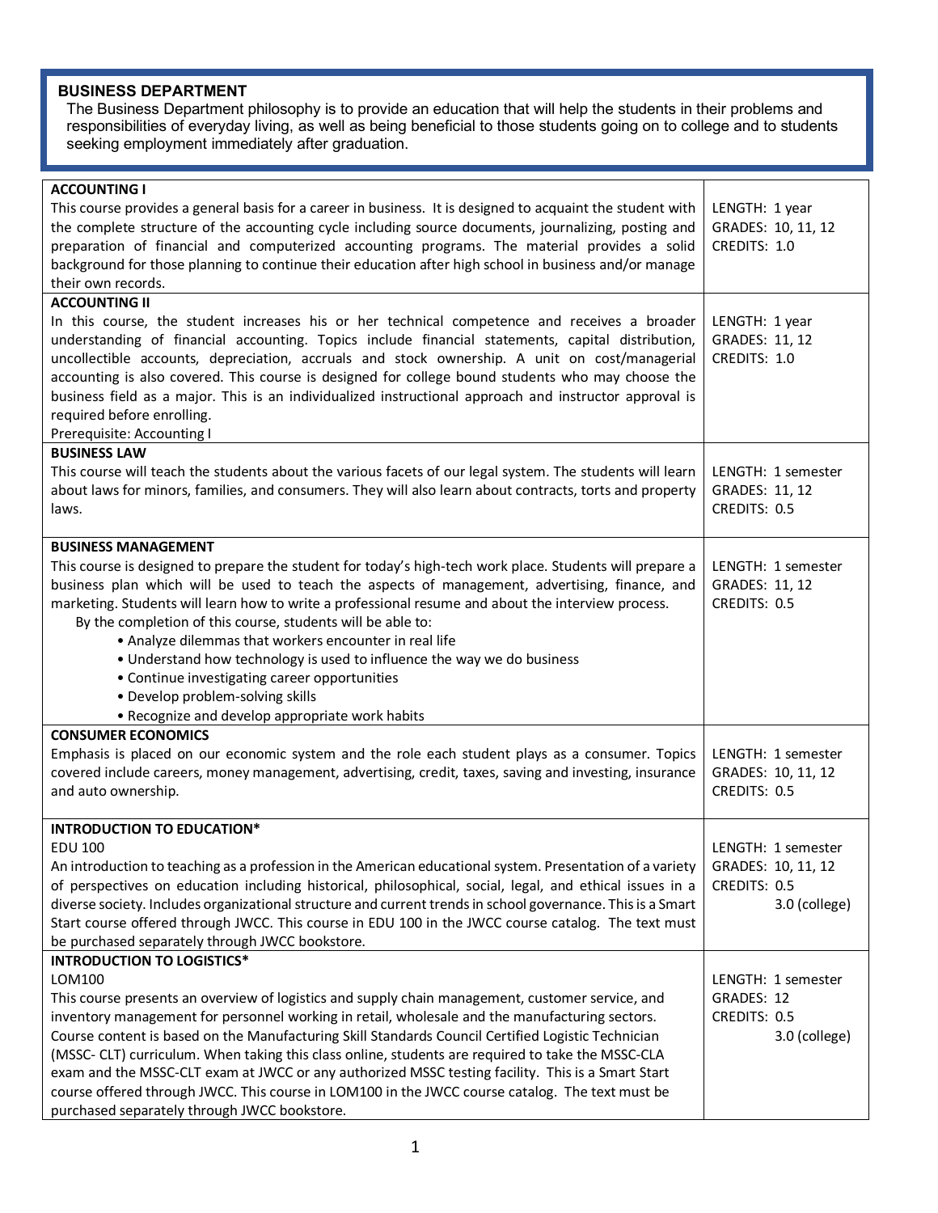## BUSINESS DEPARTMENT

The Business Department philosophy is to provide an education that will help the students in their problems and responsibilities of everyday living, as well as being beneficial to those students going on to college and to students seeking employment immediately after graduation.

| | |
|---|---|
| **ACCOUNTING I**<br>This course provides a general basis for a career in business. It is designed to acquaint the student with the complete structure of the accounting cycle including source documents, journalizing, posting and preparation of financial and computerized accounting programs. The material provides a solid background for those planning to continue their education after high school in business and/or manage their own records. | LENGTH: 1 year<br>GRADES: 10, 11, 12<br>CREDITS: 1.0 |
| **ACCOUNTING II**<br>In this course, the student increases his or her technical competence and receives a broader understanding of financial accounting. Topics include financial statements, capital distribution, uncollectible accounts, depreciation, accruals and stock ownership. A unit on cost/managerial accounting is also covered. This course is designed for college bound students who may choose the business field as a major. This is an individualized instructional approach and instructor approval is required before enrolling.<br>Prerequisite: Accounting I | LENGTH: 1 year<br>GRADES: 11, 12<br>CREDITS: 1.0 |
| **BUSINESS LAW**<br>This course will teach the students about the various facets of our legal system. The students will learn about laws for minors, families, and consumers. They will also learn about contracts, torts and property laws. | LENGTH: 1 semester<br>GRADES: 11, 12<br>CREDITS: 0.5 |
| **BUSINESS MANAGEMENT**<br>This course is designed to prepare the student for today's high-tech work place. Students will prepare a business plan which will be used to teach the aspects of management, advertising, finance, and marketing. Students will learn how to write a professional resume and about the interview process.<br>By the completion of this course, students will be able to:<br>• Analyze dilemmas that workers encounter in real life<br>• Understand how technology is used to influence the way we do business<br>• Continue investigating career opportunities<br>• Develop problem-solving skills<br>• Recognize and develop appropriate work habits | LENGTH: 1 semester<br>GRADES: 11, 12<br>CREDITS: 0.5 |
| **CONSUMER ECONOMICS**<br>Emphasis is placed on our economic system and the role each student plays as a consumer. Topics covered include careers, money management, advertising, credit, taxes, saving and investing, insurance and auto ownership. | LENGTH: 1 semester<br>GRADES: 10, 11, 12<br>CREDITS: 0.5 |
| **INTRODUCTION TO EDUCATION***<br>EDU 100<br>An introduction to teaching as a profession in the American educational system. Presentation of a variety of perspectives on education including historical, philosophical, social, legal, and ethical issues in a diverse society. Includes organizational structure and current trends in school governance. This is a Smart Start course offered through JWCC. This course in EDU 100 in the JWCC course catalog. The text must be purchased separately through JWCC bookstore. | LENGTH: 1 semester<br>GRADES: 11, 12<br>CREDITS: 0.5<br>3.0 (college) |
| **INTRODUCTION TO LOGISTICS***<br>LOM100<br>This course presents an overview of logistics and supply chain management, customer service, and inventory management for personnel working in retail, wholesale and the manufacturing sectors. Course content is based on the Manufacturing Skill Standards Council Certified Logistic Technician (MSSC- CLT) curriculum. When taking this class online, students are required to take the MSSC-CLA exam and the MSSC-CLT exam at JWCC or any authorized MSSC testing facility. This is a Smart Start course offered through JWCC. This course in LOM100 in the JWCC course catalog. The text must be purchased separately through JWCC bookstore. | LENGTH: 1 semester<br>GRADES: 12<br>CREDITS: 0.5<br>3.0 (college) |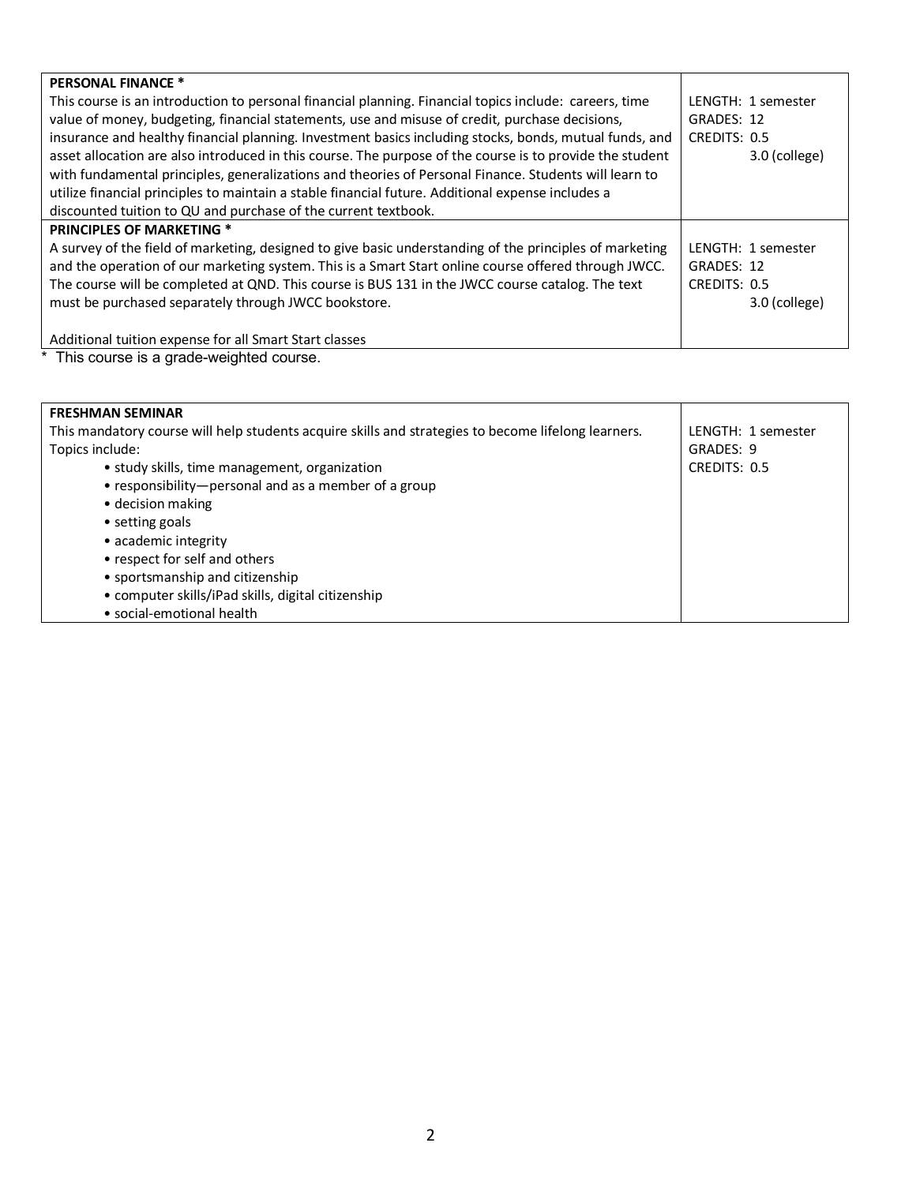| | |
|---|---|
| **PERSONAL FINANCE *** <br> This course is an introduction to personal financial planning. Financial topics include: careers, time value of money, budgeting, financial statements, use and misuse of credit, purchase decisions, insurance and healthy financial planning. Investment basics including stocks, bonds, mutual funds, and asset allocation are also introduced in this course. The purpose of the course is to provide the student with fundamental principles, generalizations and theories of Personal Finance. Students will learn to utilize financial principles to maintain a stable financial future. Additional expense includes a discounted tuition to QU and purchase of the current textbook. | LENGTH: 1 semester <br> GRADES: 12 <br> CREDITS: 0.5 <br> 3.0 (college) |
| **PRINCIPLES OF MARKETING *** <br> A survey of the field of marketing, designed to give basic understanding of the principles of marketing and the operation of our marketing system. This is a Smart Start online course offered through JWCC. The course will be completed at QND. This course is BUS 131 in the JWCC course catalog. The text must be purchased separately through JWCC bookstore. <br><br> Additional tuition expense for all Smart Start classes | LENGTH: 1 semester <br> GRADES: 12 <br> CREDITS: 0.5 <br> 3.0 (college) |

\* This course is a grade-weighted course.

| | |
|---|---|
| **FRESHMAN SEMINAR** <br> This mandatory course will help students acquire skills and strategies to become lifelong learners. Topics include: <br> • study skills, time management, organization <br> • responsibility—personal and as a member of a group <br> • decision making <br> • setting goals <br> • academic integrity <br> • respect for self and others <br> • sportsmanship and citizenship <br> • computer skills/iPad skills, digital citizenship <br> • social-emotional health | LENGTH: 1 semester <br> GRADES: 9 <br> CREDITS: 0.5 |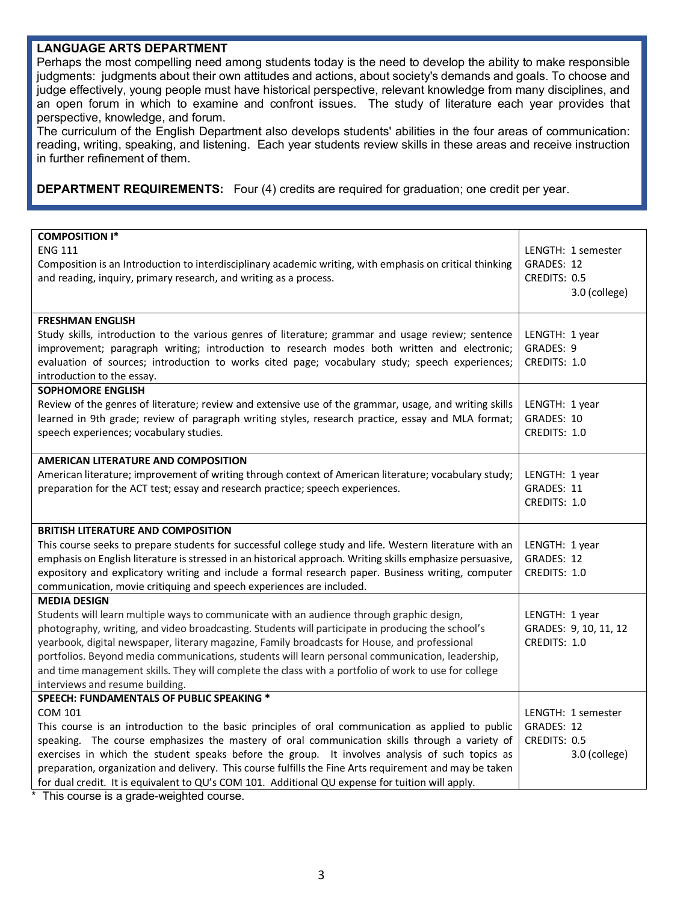## LANGUAGE ARTS DEPARTMENT

Perhaps the most compelling need among students today is the need to develop the ability to make responsible judgments: judgments about their own attitudes and actions, about society's demands and goals. To choose and judge effectively, young people must have historical perspective, relevant knowledge from many disciplines, and an open forum in which to examine and confront issues. The study of literature each year provides that perspective, knowledge, and forum.

The curriculum of the English Department also develops students' abilities in the four areas of communication: reading, writing, speaking, and listening. Each year students review skills in these areas and receive instruction in further refinement of them.

**DEPARTMENT REQUIREMENTS:** Four (4) credits are required for graduation; one credit per year.

| Course | Details |
|---|---|
| **COMPOSITION I*** <br> ENG 111 <br> Composition is an Introduction to interdisciplinary academic writing, with emphasis on critical thinking and reading, inquiry, primary research, and writing as a process. | LENGTH: 1 semester <br> GRADES: 12 <br> CREDITS: 0.5 <br> 3.0 (college) |
| **FRESHMAN ENGLISH** <br> Study skills, introduction to the various genres of literature; grammar and usage review; sentence improvement; paragraph writing; introduction to research modes both written and electronic; evaluation of sources; introduction to works cited page; vocabulary study; speech experiences; introduction to the essay. | LENGTH: 1 year <br> GRADES: 9 <br> CREDITS: 1.0 |
| **SOPHOMORE ENGLISH** <br> Review of the genres of literature; review and extensive use of the grammar, usage, and writing skills learned in 9th grade; review of paragraph writing styles, research practice, essay and MLA format; speech experiences; vocabulary studies. | LENGTH: 1 year <br> GRADES: 10 <br> CREDITS: 1.0 |
| **AMERICAN LITERATURE AND COMPOSITION** <br> American literature; improvement of writing through context of American literature; vocabulary study; preparation for the ACT test; essay and research practice; speech experiences. | LENGTH: 1 year <br> GRADES: 11 <br> CREDITS: 1.0 |
| **BRITISH LITERATURE AND COMPOSITION** <br> This course seeks to prepare students for successful college study and life. Western literature with an emphasis on English literature is stressed in an historical approach. Writing skills emphasize persuasive, expository and explicatory writing and include a formal research paper. Business writing, computer communication, movie critiquing and speech experiences are included. | LENGTH: 1 year <br> GRADES: 12 <br> CREDITS: 1.0 |
| **MEDIA DESIGN** <br> Students will learn multiple ways to communicate with an audience through graphic design, photography, writing, and video broadcasting. Students will participate in producing the school's yearbook, digital newspaper, literary magazine, Family broadcasts for House, and professional portfolios. Beyond media communications, students will learn personal communication, leadership, and time management skills. They will complete the class with a portfolio of work to use for college interviews and resume building. | LENGTH: 1 year <br> GRADES: 9, 10, 11, 12 <br> CREDITS: 1.0 |
| **SPEECH: FUNDAMENTALS OF PUBLIC SPEAKING *** <br> COM 101 <br> This course is an introduction to the basic principles of oral communication as applied to public speaking. The course emphasizes the mastery of oral communication skills through a variety of exercises in which the student speaks before the group. It involves analysis of such topics as preparation, organization and delivery. This course fulfills the Fine Arts requirement and may be taken for dual credit. It is equivalent to QU's COM 101. Additional QU expense for tuition will apply. | LENGTH: 1 semester <br> GRADES: 12 <br> CREDITS: 0.5 <br> 3.0 (college) |

* This course is a grade-weighted course.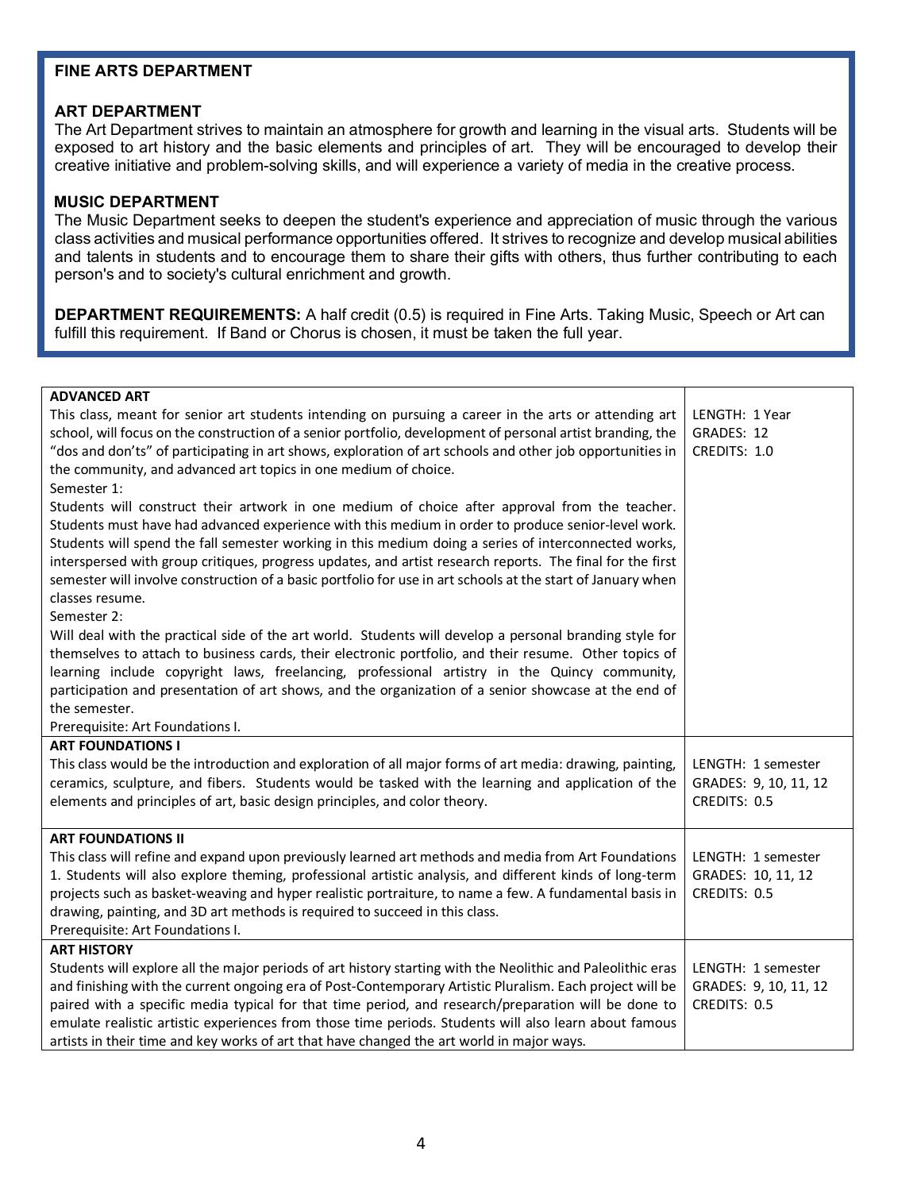## FINE ARTS DEPARTMENT

### ART DEPARTMENT

The Art Department strives to maintain an atmosphere for growth and learning in the visual arts. Students will be exposed to art history and the basic elements and principles of art. They will be encouraged to develop their creative initiative and problem-solving skills, and will experience a variety of media in the creative process.

### MUSIC DEPARTMENT

The Music Department seeks to deepen the student's experience and appreciation of music through the various class activities and musical performance opportunities offered. It strives to recognize and develop musical abilities and talents in students and to encourage them to share their gifts with others, thus further contributing to each person's and to society's cultural enrichment and growth.

**DEPARTMENT REQUIREMENTS:** A half credit (0.5) is required in Fine Arts. Taking Music, Speech or Art can fulfill this requirement. If Band or Chorus is chosen, it must be taken the full year.

| Course | Details |
|---|---|
| **ADVANCED ART**<br>This class, meant for senior art students intending on pursuing a career in the arts or attending art school, will focus on the construction of a senior portfolio, development of personal artist branding, the "dos and don'ts" of participating in art shows, exploration of art schools and other job opportunities in the community, and advanced art topics in one medium of choice.<br>Semester 1:<br>Students will construct their artwork in one medium of choice after approval from the teacher. Students must have had advanced experience with this medium in order to produce senior-level work. Students will spend the fall semester working in this medium doing a series of interconnected works, interspersed with group critiques, progress updates, and artist research reports. The final for the first semester will involve construction of a basic portfolio for use in art schools at the start of January when classes resume.<br>Semester 2:<br>Will deal with the practical side of the art world. Students will develop a personal branding style for themselves to attach to business cards, their electronic portfolio, and their resume. Other topics of learning include copyright laws, freelancing, professional artistry in the Quincy community, participation and presentation of art shows, and the organization of a senior showcase at the end of the semester.<br>Prerequisite: Art Foundations I. | LENGTH: 1 Year<br>GRADES: 12<br>CREDITS: 1.0 |
| **ART FOUNDATIONS I**<br>This class would be the introduction and exploration of all major forms of art media: drawing, painting, ceramics, sculpture, and fibers. Students would be tasked with the learning and application of the elements and principles of art, basic design principles, and color theory. | LENGTH: 1 semester<br>GRADES: 9, 10, 11, 12<br>CREDITS: 0.5 |
| **ART FOUNDATIONS II**<br>This class will refine and expand upon previously learned art methods and media from Art Foundations 1. Students will also explore theming, professional artistic analysis, and different kinds of long-term projects such as basket-weaving and hyper realistic portraiture, to name a few. A fundamental basis in drawing, painting, and 3D art methods is required to succeed in this class.<br>Prerequisite: Art Foundations I. | LENGTH: 1 semester<br>GRADES: 10, 11, 12<br>CREDITS: 0.5 |
| **ART HISTORY**<br>Students will explore all the major periods of art history starting with the Neolithic and Paleolithic eras and finishing with the current ongoing era of Post-Contemporary Artistic Pluralism. Each project will be paired with a specific media typical for that time period, and research/preparation will be done to emulate realistic artistic experiences from those time periods. Students will also learn about famous artists in their time and key works of art that have changed the art world in major ways. | LENGTH: 1 semester<br>GRADES: 9, 10, 11, 12<br>CREDITS: 0.5 |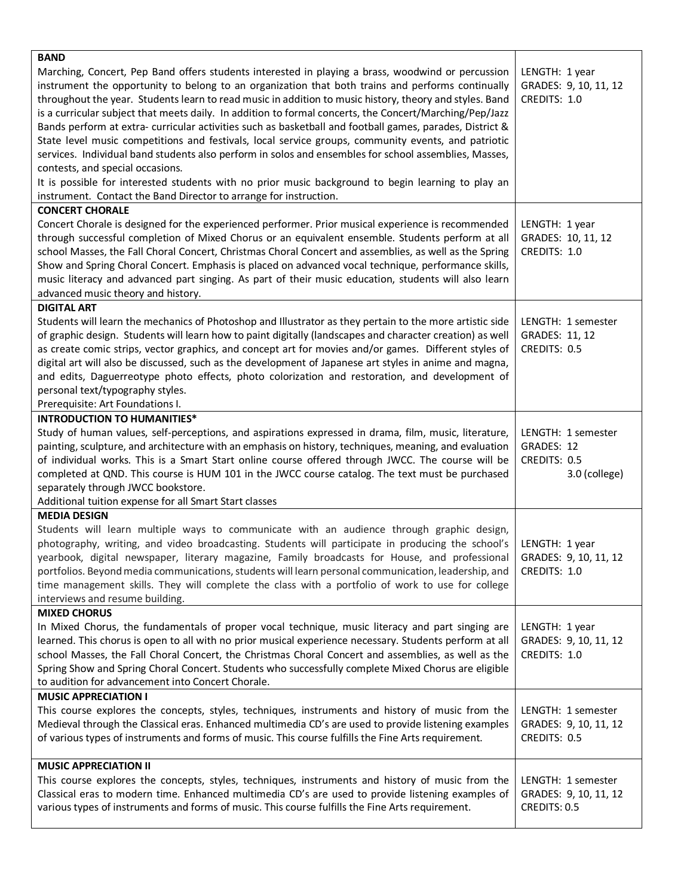| Course | Details |
|---|---|
| **BAND**<br>Marching, Concert, Pep Band offers students interested in playing a brass, woodwind or percussion instrument the opportunity to belong to an organization that both trains and performs continually throughout the year. Students learn to read music in addition to music history, theory and styles. Band is a curricular subject that meets daily. In addition to formal concerts, the Concert/Marching/Pep/Jazz Bands perform at extra- curricular activities such as basketball and football games, parades, District & State level music competitions and festivals, local service groups, community events, and patriotic services. Individual band students also perform in solos and ensembles for school assemblies, Masses, contests, and special occasions.<br>It is possible for interested students with no prior music background to begin learning to play an instrument. Contact the Band Director to arrange for instruction. | LENGTH: 1 year<br>GRADES: 9, 10, 11, 12<br>CREDITS: 1.0 |
| **CONCERT CHORALE**<br>Concert Chorale is designed for the experienced performer. Prior musical experience is recommended through successful completion of Mixed Chorus or an equivalent ensemble. Students perform at all school Masses, the Fall Choral Concert, Christmas Choral Concert and assemblies, as well as the Spring Show and Spring Choral Concert. Emphasis is placed on advanced vocal technique, performance skills, music literacy and advanced part singing. As part of their music education, students will also learn advanced music theory and history. | LENGTH: 1 year<br>GRADES: 10, 11, 12<br>CREDITS: 1.0 |
| **DIGITAL ART**<br>Students will learn the mechanics of Photoshop and Illustrator as they pertain to the more artistic side of graphic design. Students will learn how to paint digitally (landscapes and character creation) as well as create comic strips, vector graphics, and concept art for movies and/or games. Different styles of digital art will also be discussed, such as the development of Japanese art styles in anime and magna, and edits, Daguerreotype photo effects, photo colorization and restoration, and development of personal text/typography styles.<br>Prerequisite: Art Foundations I. | LENGTH: 1 semester<br>GRADES: 11, 12<br>CREDITS: 0.5 |
| **INTRODUCTION TO HUMANITIES***<br>Study of human values, self-perceptions, and aspirations expressed in drama, film, music, literature, painting, sculpture, and architecture with an emphasis on history, techniques, meaning, and evaluation of individual works. This is a Smart Start online course offered through JWCC. The course will be completed at QND. This course is HUM 101 in the JWCC course catalog. The text must be purchased separately through JWCC bookstore.<br>Additional tuition expense for all Smart Start classes | LENGTH: 1 semester<br>GRADES: 12<br>CREDITS: 0.5<br>3.0 (college) |
| **MEDIA DESIGN**<br>Students will learn multiple ways to communicate with an audience through graphic design, photography, writing, and video broadcasting. Students will participate in producing the school's yearbook, digital newspaper, literary magazine, Family broadcasts for House, and professional portfolios. Beyond media communications, students will learn personal communication, leadership, and time management skills. They will complete the class with a portfolio of work to use for college interviews and resume building. | LENGTH: 1 year<br>GRADES: 9, 10, 11, 12<br>CREDITS: 1.0 |
| **MIXED CHORUS**<br>In Mixed Chorus, the fundamentals of proper vocal technique, music literacy and part singing are learned. This chorus is open to all with no prior musical experience necessary. Students perform at all school Masses, the Fall Choral Concert, the Christmas Choral Concert and assemblies, as well as the Spring Show and Spring Choral Concert. Students who successfully complete Mixed Chorus are eligible to audition for advancement into Concert Chorale. | LENGTH: 1 year<br>GRADES: 9, 10, 11, 12<br>CREDITS: 1.0 |
| **MUSIC APPRECIATION I**<br>This course explores the concepts, styles, techniques, instruments and history of music from the Medieval through the Classical eras. Enhanced multimedia CD's are used to provide listening examples of various types of instruments and forms of music. This course fulfills the Fine Arts requirement. | LENGTH: 1 semester<br>GRADES: 9, 10, 11, 12<br>CREDITS: 0.5 |
| **MUSIC APPRECIATION II**<br>This course explores the concepts, styles, techniques, instruments and history of music from the Classical eras to modern time. Enhanced multimedia CD's are used to provide listening examples of various types of instruments and forms of music. This course fulfills the Fine Arts requirement. | LENGTH: 1 semester<br>GRADES: 9, 10, 11, 12<br>CREDITS: 0.5 |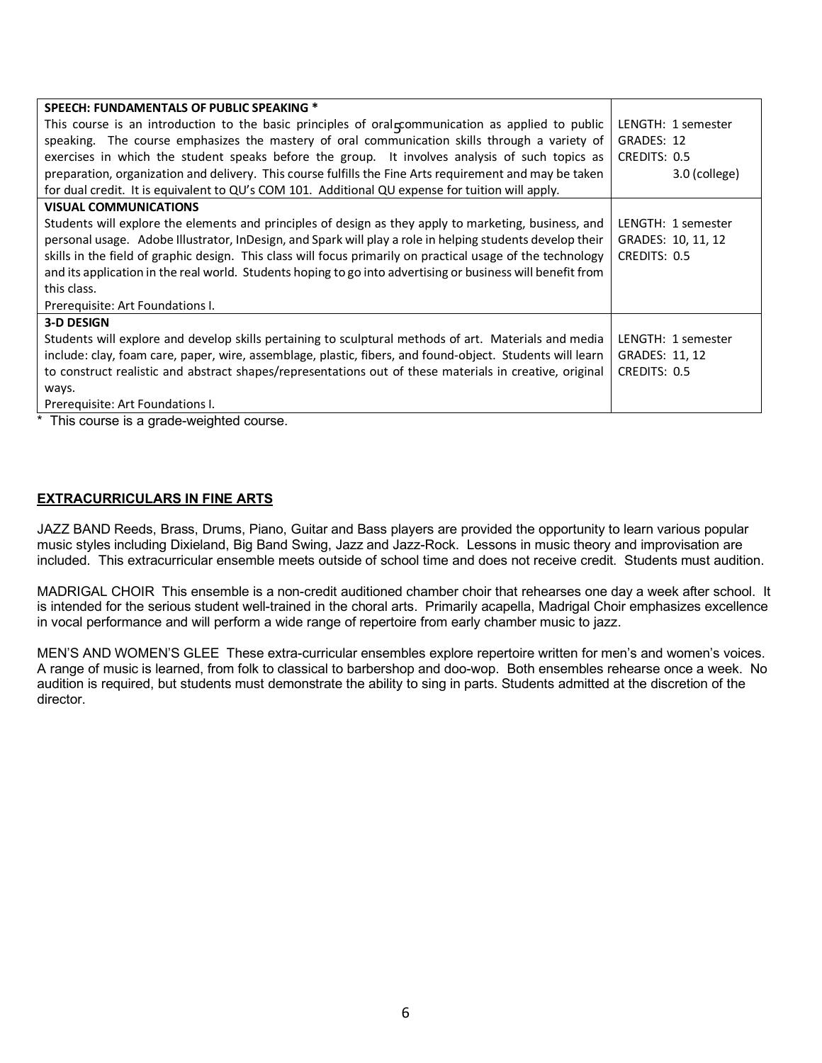| Course | Details |
| --- | --- |
| **SPEECH: FUNDAMENTALS OF PUBLIC SPEAKING *** This course is an introduction to the basic principles of oral communication as applied to public speaking. The course emphasizes the mastery of oral communication skills through a variety of exercises in which the student speaks before the group. It involves analysis of such topics as preparation, organization and delivery. This course fulfills the Fine Arts requirement and may be taken for dual credit. It is equivalent to QU's COM 101. Additional QU expense for tuition will apply. | LENGTH: 1 semester GRADES: 12 CREDITS: 0.5 3.0 (college) |
| **VISUAL COMMUNICATIONS** Students will explore the elements and principles of design as they apply to marketing, business, and personal usage. Adobe Illustrator, InDesign, and Spark will play a role in helping students develop their skills in the field of graphic design. This class will focus primarily on practical usage of the technology and its application in the real world. Students hoping to go into advertising or business will benefit from this class. Prerequisite: Art Foundations I. | LENGTH: 1 semester GRADES: 10, 11, 12 CREDITS: 0.5 |
| **3-D DESIGN** Students will explore and develop skills pertaining to sculptural methods of art. Materials and media include: clay, foam care, paper, wire, assemblage, plastic, fibers, and found-object. Students will learn to construct realistic and abstract shapes/representations out of these materials in creative, original ways. Prerequisite: Art Foundations I. | LENGTH: 1 semester GRADES: 11, 12 CREDITS: 0.5 |

* This course is a grade-weighted course.

## EXTRACURRICULARS IN FINE ARTS

JAZZ BAND Reeds, Brass, Drums, Piano, Guitar and Bass players are provided the opportunity to learn various popular music styles including Dixieland, Big Band Swing, Jazz and Jazz-Rock. Lessons in music theory and improvisation are included. This extracurricular ensemble meets outside of school time and does not receive credit. Students must audition.

MADRIGAL CHOIR This ensemble is a non-credit auditioned chamber choir that rehearses one day a week after school. It is intended for the serious student well-trained in the choral arts. Primarily acapella, Madrigal Choir emphasizes excellence in vocal performance and will perform a wide range of repertoire from early chamber music to jazz.

MEN'S AND WOMEN'S GLEE These extra-curricular ensembles explore repertoire written for men's and women's voices. A range of music is learned, from folk to classical to barbershop and doo-wop. Both ensembles rehearse once a week. No audition is required, but students must demonstrate the ability to sing in parts. Students admitted at the discretion of the director.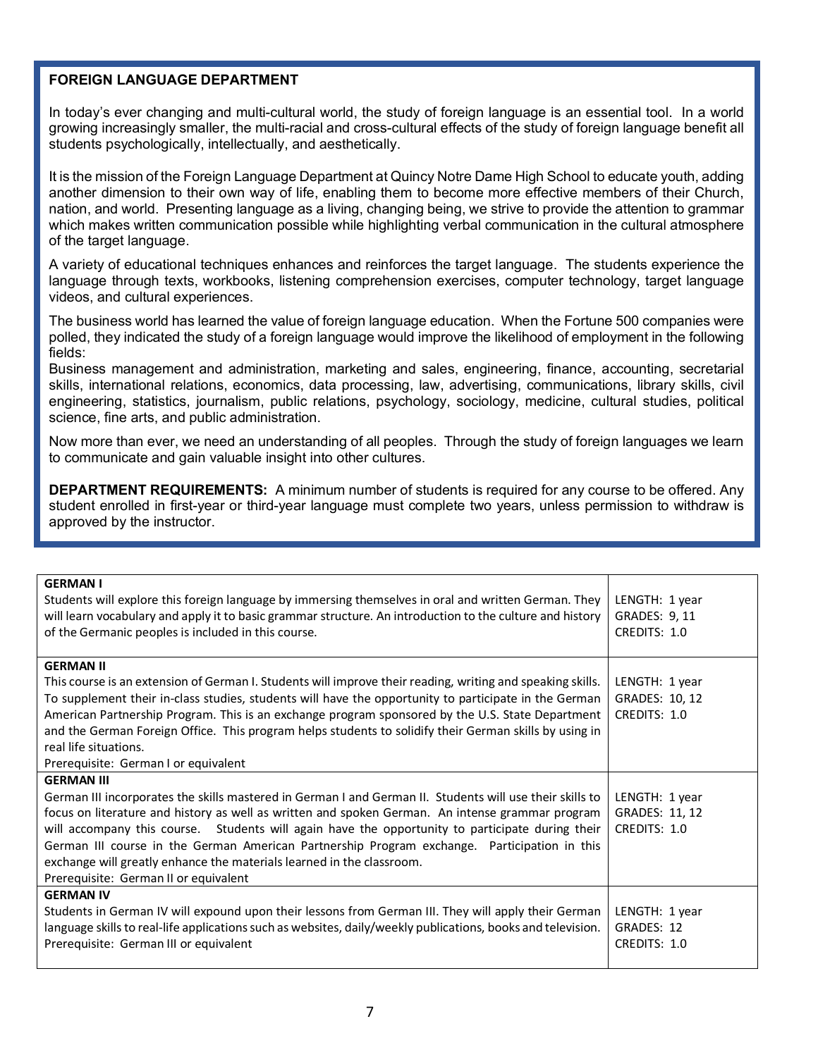## FOREIGN LANGUAGE DEPARTMENT

In today's ever changing and multi-cultural world, the study of foreign language is an essential tool. In a world growing increasingly smaller, the multi-racial and cross-cultural effects of the study of foreign language benefit all students psychologically, intellectually, and aesthetically.

It is the mission of the Foreign Language Department at Quincy Notre Dame High School to educate youth, adding another dimension to their own way of life, enabling them to become more effective members of their Church, nation, and world. Presenting language as a living, changing being, we strive to provide the attention to grammar which makes written communication possible while highlighting verbal communication in the cultural atmosphere of the target language.

A variety of educational techniques enhances and reinforces the target language. The students experience the language through texts, workbooks, listening comprehension exercises, computer technology, target language videos, and cultural experiences.

The business world has learned the value of foreign language education. When the Fortune 500 companies were polled, they indicated the study of a foreign language would improve the likelihood of employment in the following fields:
Business management and administration, marketing and sales, engineering, finance, accounting, secretarial skills, international relations, economics, data processing, law, advertising, communications, library skills, civil engineering, statistics, journalism, public relations, psychology, sociology, medicine, cultural studies, political science, fine arts, and public administration.

Now more than ever, we need an understanding of all peoples. Through the study of foreign languages we learn to communicate and gain valuable insight into other cultures.

**DEPARTMENT REQUIREMENTS:** A minimum number of students is required for any course to be offered. Any student enrolled in first-year or third-year language must complete two years, unless permission to withdraw is approved by the instructor.

| Course | Details |
|---|---|
| **GERMAN I**<br>Students will explore this foreign language by immersing themselves in oral and written German. They will learn vocabulary and apply it to basic grammar structure. An introduction to the culture and history of the Germanic peoples is included in this course. | LENGTH: 1 year<br>GRADES: 9, 11<br>CREDITS: 1.0 |
| **GERMAN II**<br>This course is an extension of German I. Students will improve their reading, writing and speaking skills. To supplement their in-class studies, students will have the opportunity to participate in the German American Partnership Program. This is an exchange program sponsored by the U.S. State Department and the German Foreign Office. This program helps students to solidify their German skills by using in real life situations.<br>Prerequisite: German I or equivalent | LENGTH: 1 year<br>GRADES: 10, 12<br>CREDITS: 1.0 |
| **GERMAN III**<br>German III incorporates the skills mastered in German I and German II. Students will use their skills to focus on literature and history as well as written and spoken German. An intense grammar program will accompany this course. Students will again have the opportunity to participate during their German III course in the German American Partnership Program exchange. Participation in this exchange will greatly enhance the materials learned in the classroom.<br>Prerequisite: German II or equivalent | LENGTH: 1 year<br>GRADES: 11, 12<br>CREDITS: 1.0 |
| **GERMAN IV**<br>Students in German IV will expound upon their lessons from German III. They will apply their German language skills to real-life applications such as websites, daily/weekly publications, books and television.<br>Prerequisite: German III or equivalent | LENGTH: 1 year<br>GRADES: 12<br>CREDITS: 1.0 |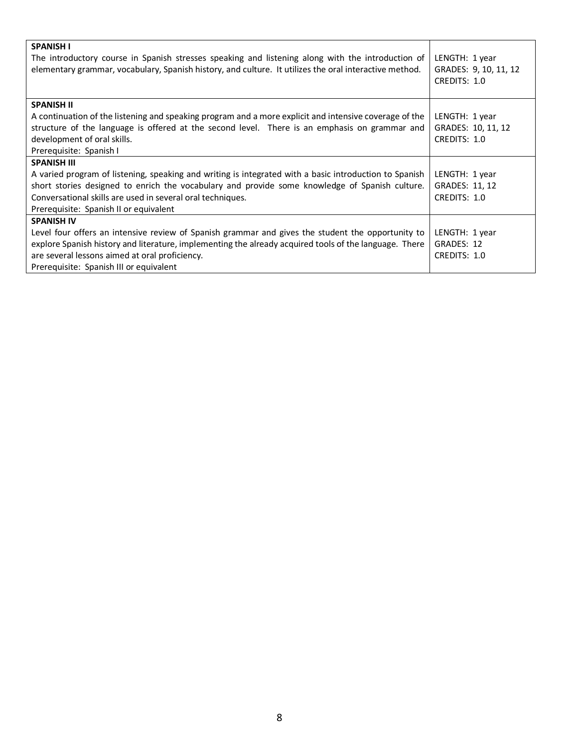| **SPANISH I**<br>The introductory course in Spanish stresses speaking and listening along with the introduction of elementary grammar, vocabulary, Spanish history, and culture. It utilizes the oral interactive method. | LENGTH: 1 year<br>GRADES: 9, 10, 11, 12<br>CREDITS: 1.0 |
|---|---|
| **SPANISH II**<br>A continuation of the listening and speaking program and a more explicit and intensive coverage of the structure of the language is offered at the second level. There is an emphasis on grammar and development of oral skills.<br>Prerequisite: Spanish I | LENGTH: 1 year<br>GRADES: 10, 11, 12<br>CREDITS: 1.0 |
| **SPANISH III**<br>A varied program of listening, speaking and writing is integrated with a basic introduction to Spanish short stories designed to enrich the vocabulary and provide some knowledge of Spanish culture. Conversational skills are used in several oral techniques.<br>Prerequisite: Spanish II or equivalent | LENGTH: 1 year<br>GRADES: 11, 12<br>CREDITS: 1.0 |
| **SPANISH IV**<br>Level four offers an intensive review of Spanish grammar and gives the student the opportunity to explore Spanish history and literature, implementing the already acquired tools of the language. There are several lessons aimed at oral proficiency.<br>Prerequisite: Spanish III or equivalent | LENGTH: 1 year<br>GRADES: 12<br>CREDITS: 1.0 |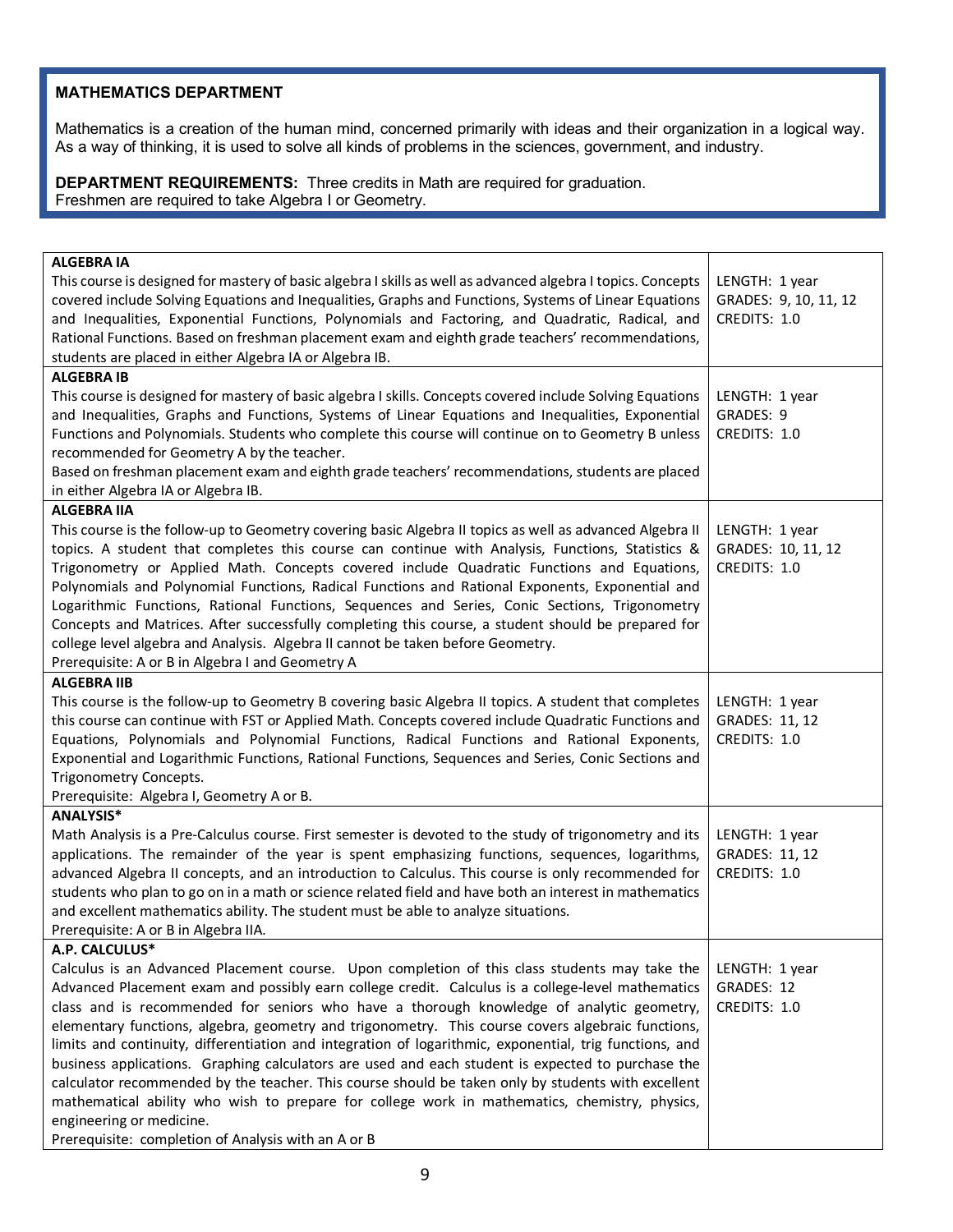## MATHEMATICS DEPARTMENT

Mathematics is a creation of the human mind, concerned primarily with ideas and their organization in a logical way. As a way of thinking, it is used to solve all kinds of problems in the sciences, government, and industry.

**DEPARTMENT REQUIREMENTS:** Three credits in Math are required for graduation.
Freshmen are required to take Algebra I or Geometry.

| Course | Details |
|---|---|
| **ALGEBRA IA**<br>This course is designed for mastery of basic algebra I skills as well as advanced algebra I topics. Concepts covered include Solving Equations and Inequalities, Graphs and Functions, Systems of Linear Equations and Inequalities, Exponential Functions, Polynomials and Factoring, and Quadratic, Radical, and Rational Functions. Based on freshman placement exam and eighth grade teachers' recommendations, students are placed in either Algebra IA or Algebra IB. | LENGTH: 1 year<br>GRADES: 9, 10, 11, 12<br>CREDITS: 1.0 |
| **ALGEBRA IB**<br>This course is designed for mastery of basic algebra I skills. Concepts covered include Solving Equations and Inequalities, Graphs and Functions, Systems of Linear Equations and Inequalities, Exponential Functions and Polynomials. Students who complete this course will continue on to Geometry B unless recommended for Geometry A by the teacher.<br>Based on freshman placement exam and eighth grade teachers' recommendations, students are placed in either Algebra IA or Algebra IB. | LENGTH: 1 year<br>GRADES: 9<br>CREDITS: 1.0 |
| **ALGEBRA IIA**<br>This course is the follow-up to Geometry covering basic Algebra II topics as well as advanced Algebra II topics. A student that completes this course can continue with Analysis, Functions, Statistics & Trigonometry or Applied Math. Concepts covered include Quadratic Functions and Equations, Polynomials and Polynomial Functions, Radical Functions and Rational Exponents, Exponential and Logarithmic Functions, Rational Functions, Sequences and Series, Conic Sections, Trigonometry Concepts and Matrices. After successfully completing this course, a student should be prepared for college level algebra and Analysis. Algebra II cannot be taken before Geometry.<br>Prerequisite: A or B in Algebra I and Geometry A | LENGTH: 1 year<br>GRADES: 10, 11, 12<br>CREDITS: 1.0 |
| **ALGEBRA IIB**<br>This course is the follow-up to Geometry B covering basic Algebra II topics. A student that completes this course can continue with FST or Applied Math. Concepts covered include Quadratic Functions and Equations, Polynomials and Polynomial Functions, Radical Functions and Rational Exponents, Exponential and Logarithmic Functions, Rational Functions, Sequences and Series, Conic Sections and Trigonometry Concepts.<br>Prerequisite: Algebra I, Geometry A or B. | LENGTH: 1 year<br>GRADES: 11, 12<br>CREDITS: 1.0 |
| **ANALYSIS***<br>Math Analysis is a Pre-Calculus course. First semester is devoted to the study of trigonometry and its applications. The remainder of the year is spent emphasizing functions, sequences, logarithms, advanced Algebra II concepts, and an introduction to Calculus. This course is only recommended for students who plan to go on in a math or science related field and have both an interest in mathematics and excellent mathematics ability. The student must be able to analyze situations.<br>Prerequisite: A or B in Algebra IIA. | LENGTH: 1 year<br>GRADES: 11, 12<br>CREDITS: 1.0 |
| **A.P. CALCULUS***<br>Calculus is an Advanced Placement course. Upon completion of this class students may take the Advanced Placement exam and possibly earn college credit. Calculus is a college-level mathematics class and is recommended for seniors who have a thorough knowledge of analytic geometry, elementary functions, algebra, geometry and trigonometry. This course covers algebraic functions, limits and continuity, differentiation and integration of logarithmic, exponential, trig functions, and business applications. Graphing calculators are used and each student is expected to purchase the calculator recommended by the teacher. This course should be taken only by students with excellent mathematical ability who wish to prepare for college work in mathematics, chemistry, physics, engineering or medicine.<br>Prerequisite: completion of Analysis with an A or B | LENGTH: 1 year<br>GRADES: 12<br>CREDITS: 1.0 |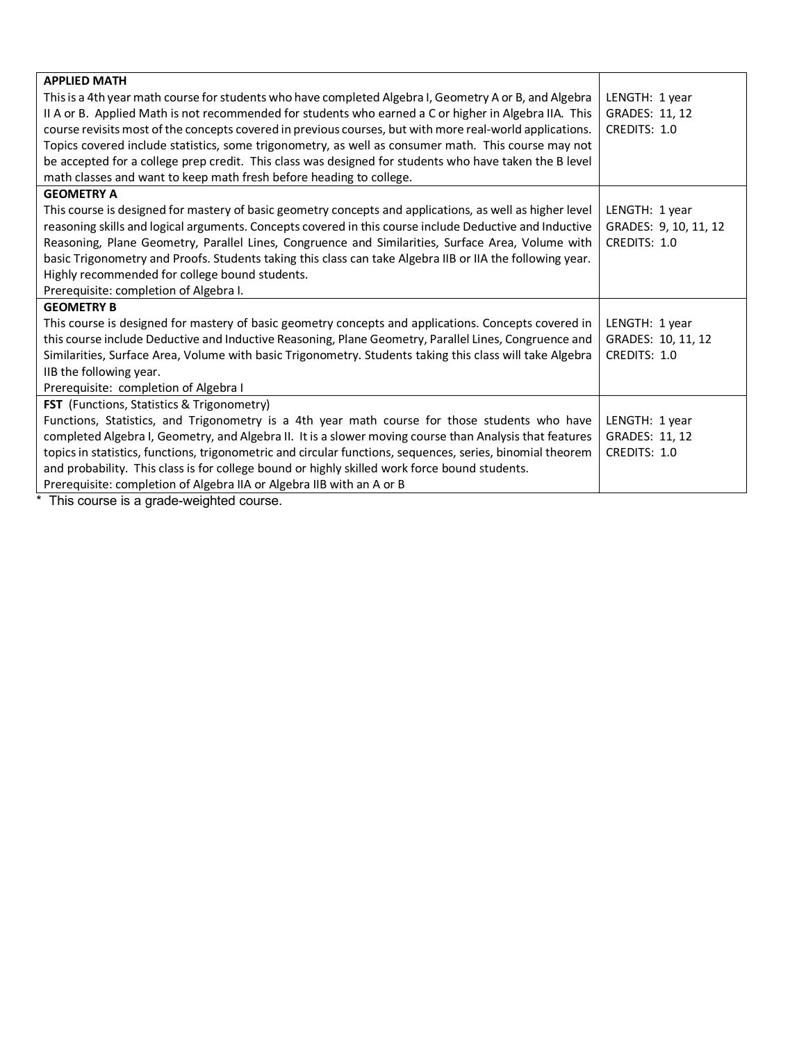| | |
|---|---|
| **APPLIED MATH**<br>This is a 4th year math course for students who have completed Algebra I, Geometry A or B, and Algebra II A or B. Applied Math is not recommended for students who earned a C or higher in Algebra IIA. This course revisits most of the concepts covered in previous courses, but with more real-world applications. Topics covered include statistics, some trigonometry, as well as consumer math. This course may not be accepted for a college prep credit. This class was designed for students who have taken the B level math classes and want to keep math fresh before heading to college. | LENGTH: 1 year<br>GRADES: 11, 12<br>CREDITS: 1.0 |
| **GEOMETRY A**<br>This course is designed for mastery of basic geometry concepts and applications, as well as higher level reasoning skills and logical arguments. Concepts covered in this course include Deductive and Inductive Reasoning, Plane Geometry, Parallel Lines, Congruence and Similarities, Surface Area, Volume with basic Trigonometry and Proofs. Students taking this class can take Algebra IIB or IIA the following year. Highly recommended for college bound students.<br>Prerequisite: completion of Algebra I. | LENGTH: 1 year<br>GRADES: 9, 10, 11, 12<br>CREDITS: 1.0 |
| **GEOMETRY B**<br>This course is designed for mastery of basic geometry concepts and applications. Concepts covered in this course include Deductive and Inductive Reasoning, Plane Geometry, Parallel Lines, Congruence and Similarities, Surface Area, Volume with basic Trigonometry. Students taking this class will take Algebra IIB the following year.<br>Prerequisite: completion of Algebra I | LENGTH: 1 year<br>GRADES: 10, 11, 12<br>CREDITS: 1.0 |
| **FST** (Functions, Statistics & Trigonometry)<br>Functions, Statistics, and Trigonometry is a 4th year math course for those students who have completed Algebra I, Geometry, and Algebra II. It is a slower moving course than Analysis that features topics in statistics, functions, trigonometric and circular functions, sequences, series, binomial theorem and probability. This class is for college bound or highly skilled work force bound students.<br>Prerequisite: completion of Algebra IIA or Algebra IIB with an A or B | LENGTH: 1 year<br>GRADES: 11, 12<br>CREDITS: 1.0 |

* This course is a grade-weighted course.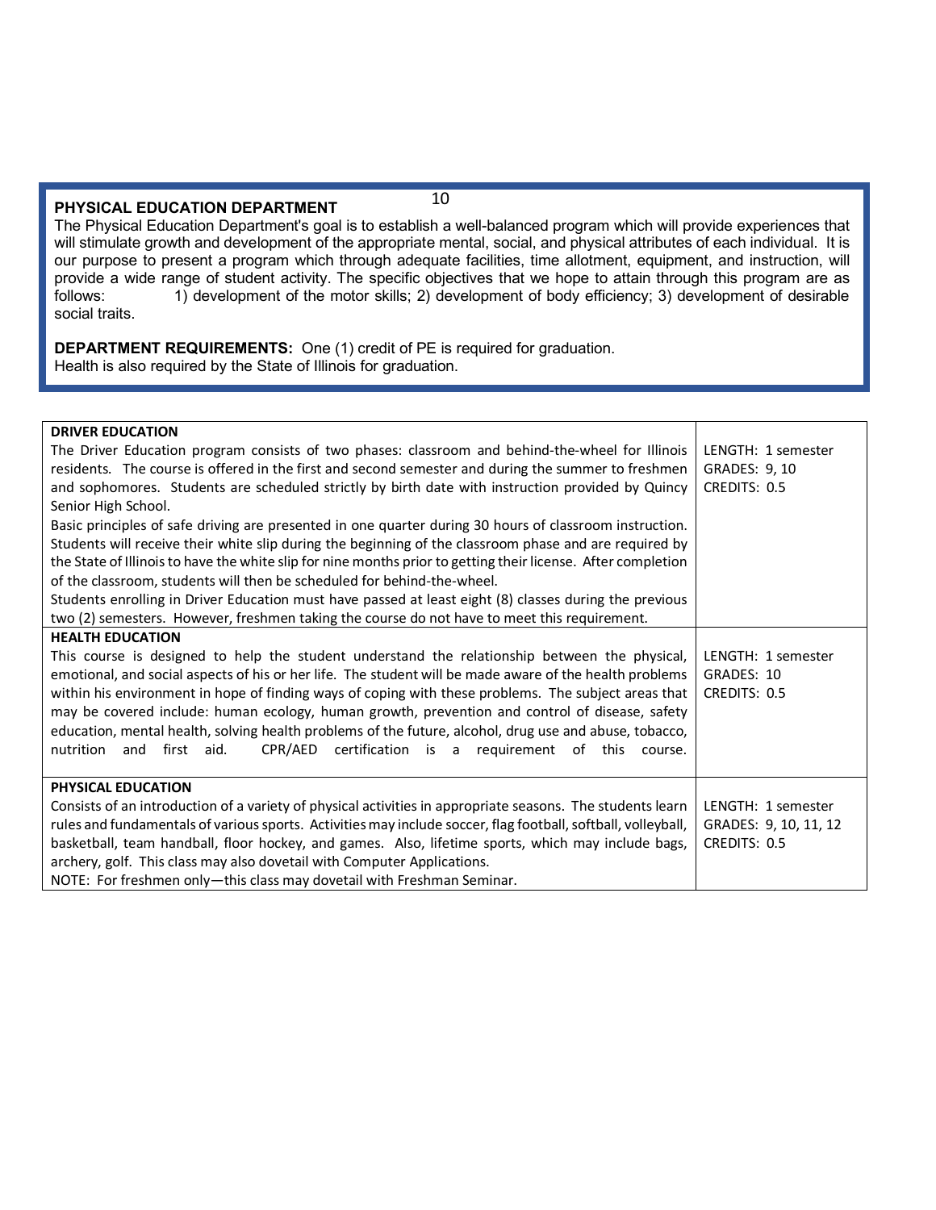## PHYSICAL EDUCATION DEPARTMENT

The Physical Education Department's goal is to establish a well-balanced program which will provide experiences that will stimulate growth and development of the appropriate mental, social, and physical attributes of each individual. It is our purpose to present a program which through adequate facilities, time allotment, equipment, and instruction, will provide a wide range of student activity. The specific objectives that we hope to attain through this program are as follows: 1) development of the motor skills; 2) development of body efficiency; 3) development of desirable social traits.

**DEPARTMENT REQUIREMENTS:** One (1) credit of PE is required for graduation.
Health is also required by the State of Illinois for graduation.

| Course | Details |
|---|---|
| **DRIVER EDUCATION**<br>The Driver Education program consists of two phases: classroom and behind-the-wheel for Illinois residents. The course is offered in the first and second semester and during the summer to freshmen and sophomores. Students are scheduled strictly by birth date with instruction provided by Quincy Senior High School.<br>Basic principles of safe driving are presented in one quarter during 30 hours of classroom instruction. Students will receive their white slip during the beginning of the classroom phase and are required by the State of Illinois to have the white slip for nine months prior to getting their license. After completion of the classroom, students will then be scheduled for behind-the-wheel.<br>Students enrolling in Driver Education must have passed at least eight (8) classes during the previous two (2) semesters. However, freshmen taking the course do not have to meet this requirement. | LENGTH: 1 semester<br>GRADES: 9, 10<br>CREDITS: 0.5 |
| **HEALTH EDUCATION**<br>This course is designed to help the student understand the relationship between the physical, emotional, and social aspects of his or her life. The student will be made aware of the health problems within his environment in hope of finding ways of coping with these problems. The subject areas that may be covered include: human ecology, human growth, prevention and control of disease, safety education, mental health, solving health problems of the future, alcohol, drug use and abuse, tobacco, nutrition and first aid. CPR/AED certification is a requirement of this course. | LENGTH: 1 semester<br>GRADES: 10<br>CREDITS: 0.5 |
| **PHYSICAL EDUCATION**<br>Consists of an introduction of a variety of physical activities in appropriate seasons. The students learn rules and fundamentals of various sports. Activities may include soccer, flag football, softball, volleyball, basketball, team handball, floor hockey, and games. Also, lifetime sports, which may include bags, archery, golf. This class may also dovetail with Computer Applications.<br>NOTE: For freshmen only—this class may dovetail with Freshman Seminar. | LENGTH: 1 semester<br>GRADES: 9, 10, 11, 12<br>CREDITS: 0.5 |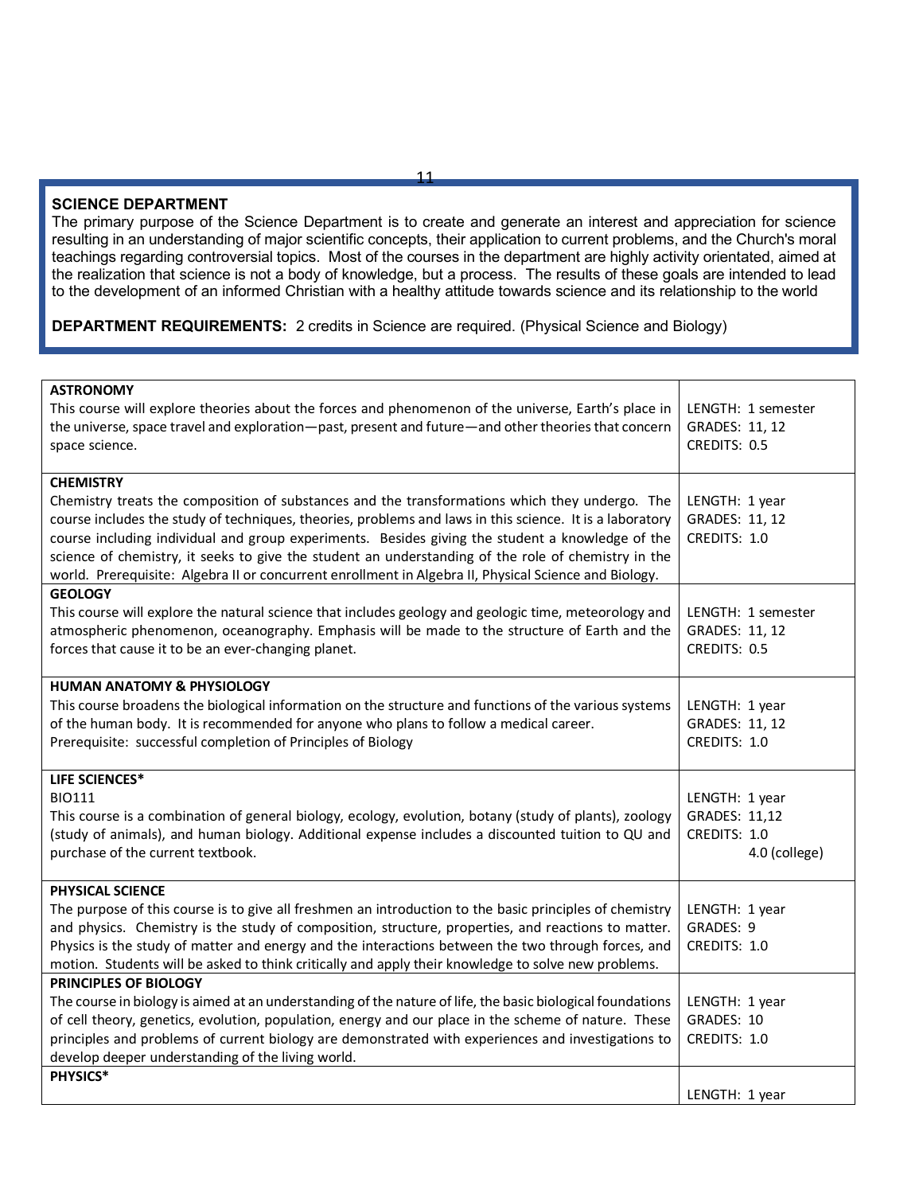## SCIENCE DEPARTMENT

The primary purpose of the Science Department is to create and generate an interest and appreciation for science resulting in an understanding of major scientific concepts, their application to current problems, and the Church's moral teachings regarding controversial topics. Most of the courses in the department are highly activity orientated, aimed at the realization that science is not a body of knowledge, but a process. The results of these goals are intended to lead to the development of an informed Christian with a healthy attitude towards science and its relationship to the world

**DEPARTMENT REQUIREMENTS:** 2 credits in Science are required. (Physical Science and Biology)

| Course | Details |
|---|---|
| **ASTRONOMY**<br>This course will explore theories about the forces and phenomenon of the universe, Earth's place in the universe, space travel and exploration—past, present and future—and other theories that concern space science. | LENGTH: 1 semester<br>GRADES: 11, 12<br>CREDITS: 0.5 |
| **CHEMISTRY**<br>Chemistry treats the composition of substances and the transformations which they undergo. The course includes the study of techniques, theories, problems and laws in this science. It is a laboratory course including individual and group experiments. Besides giving the student a knowledge of the science of chemistry, it seeks to give the student an understanding of the role of chemistry in the world. Prerequisite: Algebra II or concurrent enrollment in Algebra II, Physical Science and Biology. | LENGTH: 1 year<br>GRADES: 11, 12<br>CREDITS: 1.0 |
| **GEOLOGY**<br>This course will explore the natural science that includes geology and geologic time, meteorology and atmospheric phenomenon, oceanography. Emphasis will be made to the structure of Earth and the forces that cause it to be an ever-changing planet. | LENGTH: 1 semester<br>GRADES: 11, 12<br>CREDITS: 0.5 |
| **HUMAN ANATOMY & PHYSIOLOGY**<br>This course broadens the biological information on the structure and functions of the various systems of the human body. It is recommended for anyone who plans to follow a medical career.<br>Prerequisite: successful completion of Principles of Biology | LENGTH: 1 year<br>GRADES: 11, 12<br>CREDITS: 1.0 |
| **LIFE SCIENCES***<br>BIO111<br>This course is a combination of general biology, ecology, evolution, botany (study of plants), zoology (study of animals), and human biology. Additional expense includes a discounted tuition to QU and purchase of the current textbook. | LENGTH: 1 year<br>GRADES: 11,12<br>CREDITS: 1.0<br>4.0 (college) |
| **PHYSICAL SCIENCE**<br>The purpose of this course is to give all freshmen an introduction to the basic principles of chemistry and physics. Chemistry is the study of composition, structure, properties, and reactions to matter. Physics is the study of matter and energy and the interactions between the two through forces, and motion. Students will be asked to think critically and apply their knowledge to solve new problems. | LENGTH: 1 year<br>GRADES: 9<br>CREDITS: 1.0 |
| **PRINCIPLES OF BIOLOGY**<br>The course in biology is aimed at an understanding of the nature of life, the basic biological foundations of cell theory, genetics, evolution, population, energy and our place in the scheme of nature. These principles and problems of current biology are demonstrated with experiences and investigations to develop deeper understanding of the living world. | LENGTH: 1 year<br>GRADES: 10<br>CREDITS: 1.0 |
| **PHYSICS*** | LENGTH: 1 year |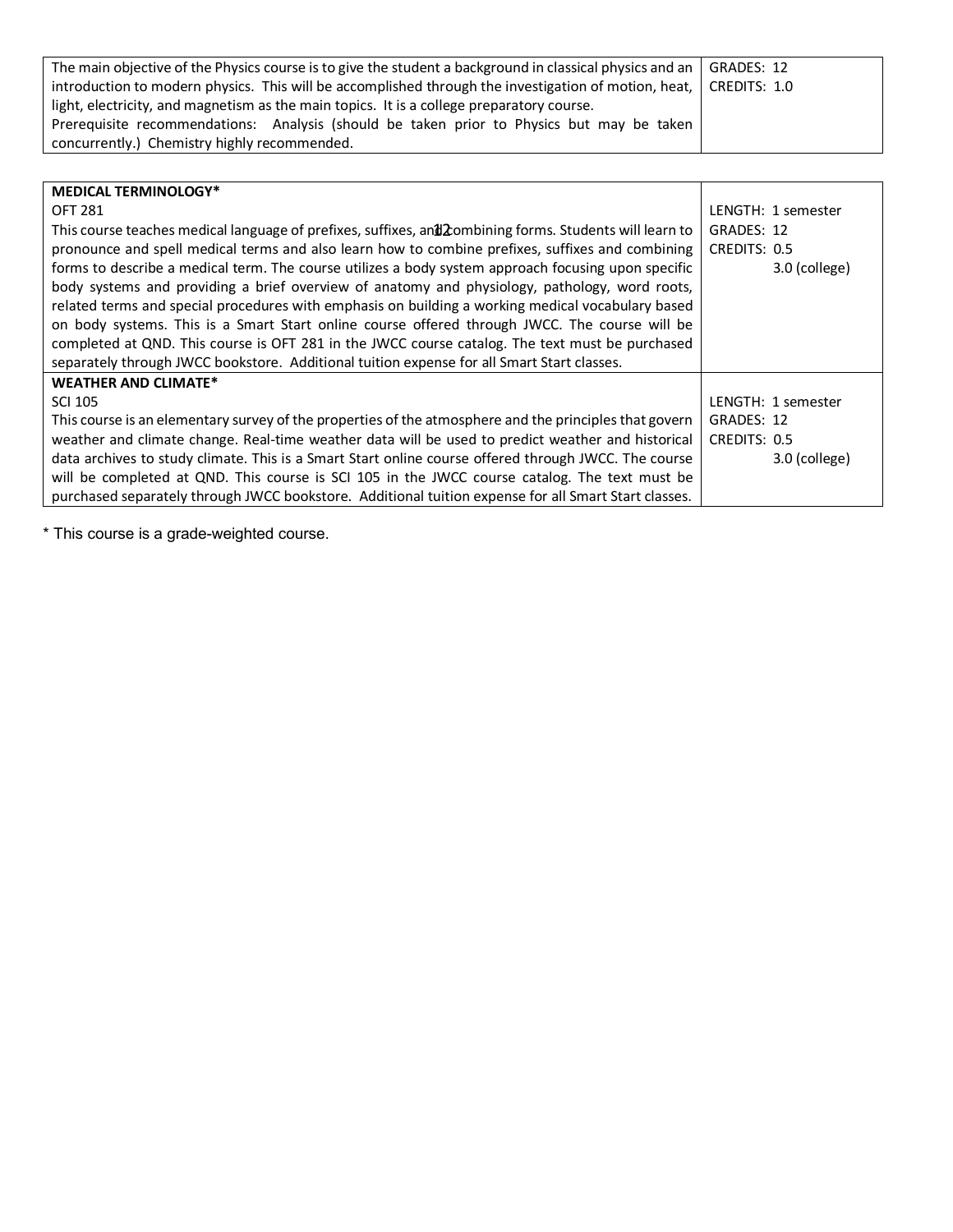| | |
|---|---|
| The main objective of the Physics course is to give the student a background in classical physics and an introduction to modern physics. This will be accomplished through the investigation of motion, heat, light, electricity, and magnetism as the main topics. It is a college preparatory course.<br>Prerequisite recommendations: Analysis (should be taken prior to Physics but may be taken concurrently.) Chemistry highly recommended. | GRADES: 12<br>CREDITS: 1.0 |

| | |
|---|---|
| **MEDICAL TERMINOLOGY***<br>OFT 281<br>This course teaches medical language of prefixes, suffixes, and combining forms. Students will learn to pronounce and spell medical terms and also learn how to combine prefixes, suffixes and combining forms to describe a medical term. The course utilizes a body system approach focusing upon specific body systems and providing a brief overview of anatomy and physiology, pathology, word roots, related terms and special procedures with emphasis on building a working medical vocabulary based on body systems. This is a Smart Start online course offered through JWCC. The course will be completed at QND. This course is OFT 281 in the JWCC course catalog. The text must be purchased separately through JWCC bookstore. Additional tuition expense for all Smart Start classes. | LENGTH: 1 semester<br>GRADES: 12<br>CREDITS: 0.5<br>3.0 (college) |
| **WEATHER AND CLIMATE***<br>SCI 105<br>This course is an elementary survey of the properties of the atmosphere and the principles that govern weather and climate change. Real-time weather data will be used to predict weather and historical data archives to study climate. This is a Smart Start online course offered through JWCC. The course will be completed at QND. This course is SCI 105 in the JWCC course catalog. The text must be purchased separately through JWCC bookstore. Additional tuition expense for all Smart Start classes. | LENGTH: 1 semester<br>GRADES: 12<br>CREDITS: 0.5<br>3.0 (college) |

* This course is a grade-weighted course.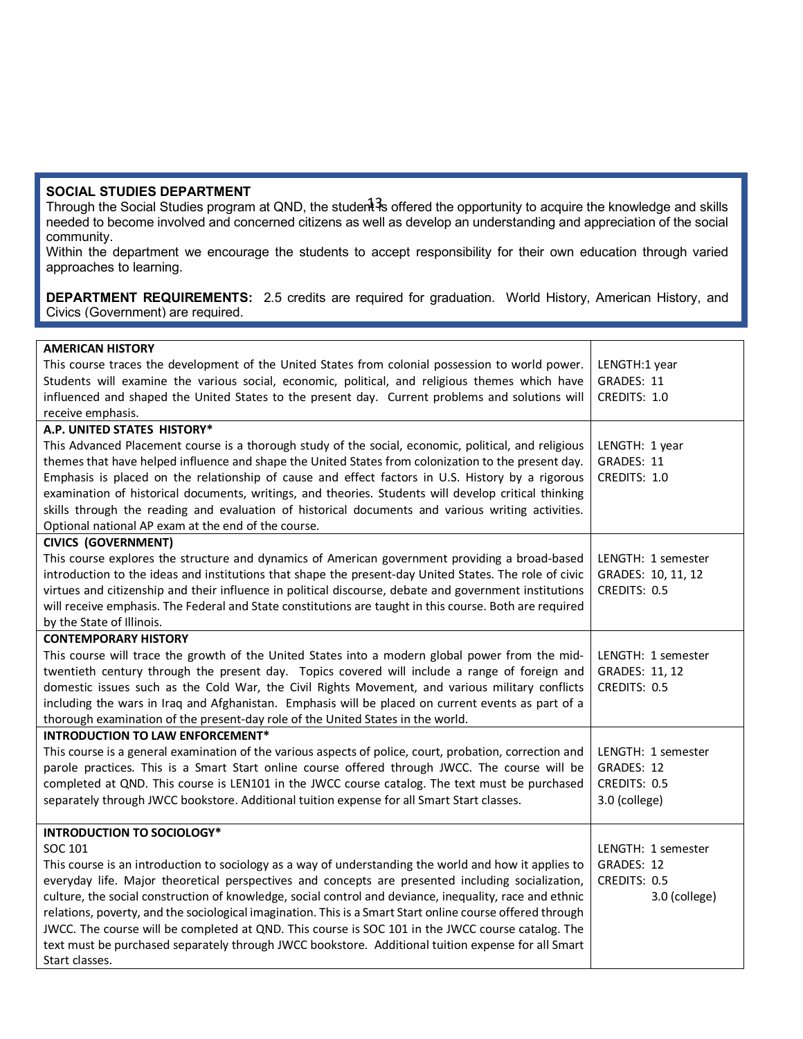## SOCIAL STUDIES DEPARTMENT

Through the Social Studies program at QND, the student is offered the opportunity to acquire the knowledge and skills needed to become involved and concerned citizens as well as develop an understanding and appreciation of the social community.

Within the department we encourage the students to accept responsibility for their own education through varied approaches to learning.

**DEPARTMENT REQUIREMENTS:** 2.5 credits are required for graduation. World History, American History, and Civics (Government) are required.

| Course | Details |
|---|---|
| **AMERICAN HISTORY**<br>This course traces the development of the United States from colonial possession to world power. Students will examine the various social, economic, political, and religious themes which have influenced and shaped the United States to the present day. Current problems and solutions will receive emphasis. | LENGTH:1 year<br>GRADES: 11<br>CREDITS: 1.0 |
| **A.P. UNITED STATES HISTORY***<br>This Advanced Placement course is a thorough study of the social, economic, political, and religious themes that have helped influence and shape the United States from colonization to the present day. Emphasis is placed on the relationship of cause and effect factors in U.S. History by a rigorous examination of historical documents, writings, and theories. Students will develop critical thinking skills through the reading and evaluation of historical documents and various writing activities. Optional national AP exam at the end of the course. | LENGTH: 1 year<br>GRADES: 11<br>CREDITS: 1.0 |
| **CIVICS (GOVERNMENT)**<br>This course explores the structure and dynamics of American government providing a broad-based introduction to the ideas and institutions that shape the present-day United States. The role of civic virtues and citizenship and their influence in political discourse, debate and government institutions will receive emphasis. The Federal and State constitutions are taught in this course. Both are required by the State of Illinois. | LENGTH: 1 semester<br>GRADES: 10, 11, 12<br>CREDITS: 0.5 |
| **CONTEMPORARY HISTORY**<br>This course will trace the growth of the United States into a modern global power from the mid-twentieth century through the present day. Topics covered will include a range of foreign and domestic issues such as the Cold War, the Civil Rights Movement, and various military conflicts including the wars in Iraq and Afghanistan. Emphasis will be placed on current events as part of a thorough examination of the present-day role of the United States in the world. | LENGTH: 1 semester<br>GRADES: 11, 12<br>CREDITS: 0.5 |
| **INTRODUCTION TO LAW ENFORCEMENT***<br>This course is a general examination of the various aspects of police, court, probation, correction and parole practices. This is a Smart Start online course offered through JWCC. The course will be completed at QND. This course is LEN101 in the JWCC course catalog. The text must be purchased separately through JWCC bookstore. Additional tuition expense for all Smart Start classes. | LENGTH: 1 semester<br>GRADES: 12<br>CREDITS: 0.5<br>3.0 (college) |
| **INTRODUCTION TO SOCIOLOGY***<br>SOC 101<br>This course is an introduction to sociology as a way of understanding the world and how it applies to everyday life. Major theoretical perspectives and concepts are presented including socialization, culture, the social construction of knowledge, social control and deviance, inequality, race and ethnic relations, poverty, and the sociological imagination. This is a Smart Start online course offered through JWCC. The course will be completed at QND. This course is SOC 101 in the JWCC course catalog. The text must be purchased separately through JWCC bookstore. Additional tuition expense for all Smart Start classes. | LENGTH: 1 semester<br>GRADES: 12<br>CREDITS: 0.5<br>3.0 (college) |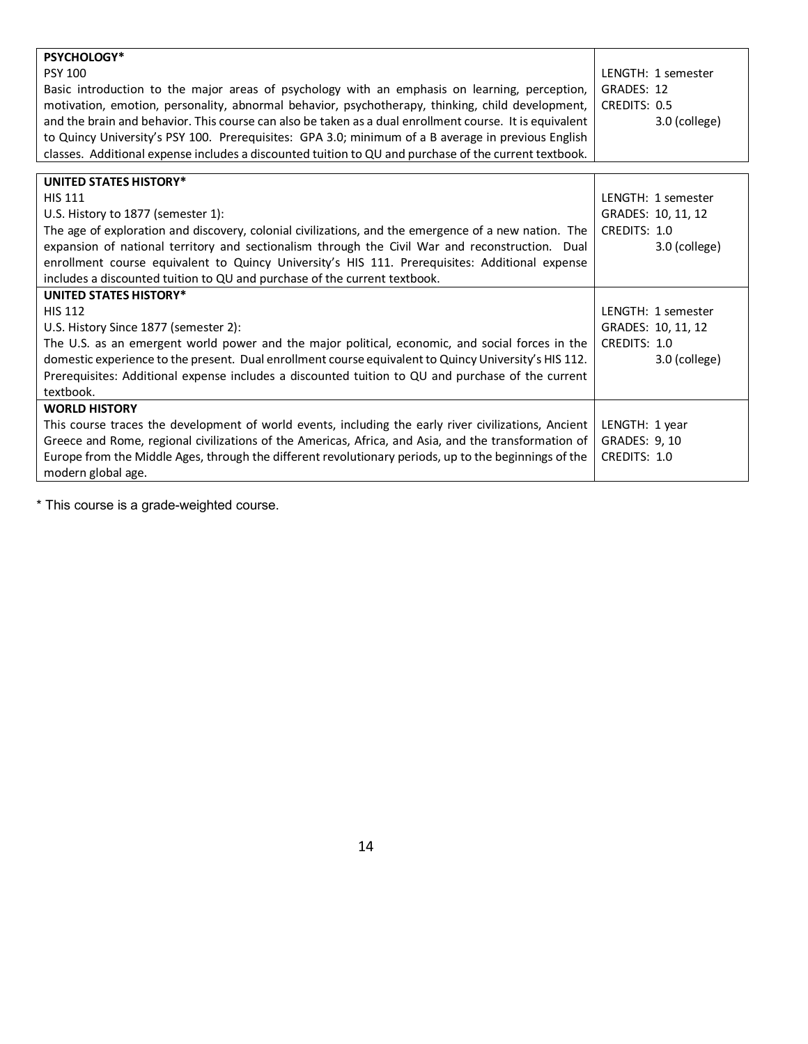| Course | Details |
| --- | --- |
| **PSYCHOLOGY***<br>PSY 100<br>Basic introduction to the major areas of psychology with an emphasis on learning, perception, motivation, emotion, personality, abnormal behavior, psychotherapy, thinking, child development, and the brain and behavior. This course can also be taken as a dual enrollment course. It is equivalent to Quincy University's PSY 100. Prerequisites: GPA 3.0; minimum of a B average in previous English classes. Additional expense includes a discounted tuition to QU and purchase of the current textbook. | LENGTH: 1 semester<br>GRADES: 12<br>CREDITS: 0.5<br>3.0 (college) |

| Course | Details |
| --- | --- |
| **UNITED STATES HISTORY***<br>HIS 111<br>U.S. History to 1877 (semester 1):<br>The age of exploration and discovery, colonial civilizations, and the emergence of a new nation. The expansion of national territory and sectionalism through the Civil War and reconstruction. Dual enrollment course equivalent to Quincy University's HIS 111. Prerequisites: Additional expense includes a discounted tuition to QU and purchase of the current textbook. | LENGTH: 1 semester<br>GRADES: 10, 11, 12<br>CREDITS: 1.0<br>3.0 (college) |
| **UNITED STATES HISTORY***<br>HIS 112<br>U.S. History Since 1877 (semester 2):<br>The U.S. as an emergent world power and the major political, economic, and social forces in the domestic experience to the present. Dual enrollment course equivalent to Quincy University's HIS 112. Prerequisites: Additional expense includes a discounted tuition to QU and purchase of the current textbook. | LENGTH: 1 semester<br>GRADES: 10, 11, 12<br>CREDITS: 1.0<br>3.0 (college) |
| **WORLD HISTORY**<br>This course traces the development of world events, including the early river civilizations, Ancient Greece and Rome, regional civilizations of the Americas, Africa, and Asia, and the transformation of Europe from the Middle Ages, through the different revolutionary periods, up to the beginnings of the modern global age. | LENGTH: 1 year<br>GRADES: 9, 10<br>CREDITS: 1.0 |

* This course is a grade-weighted course.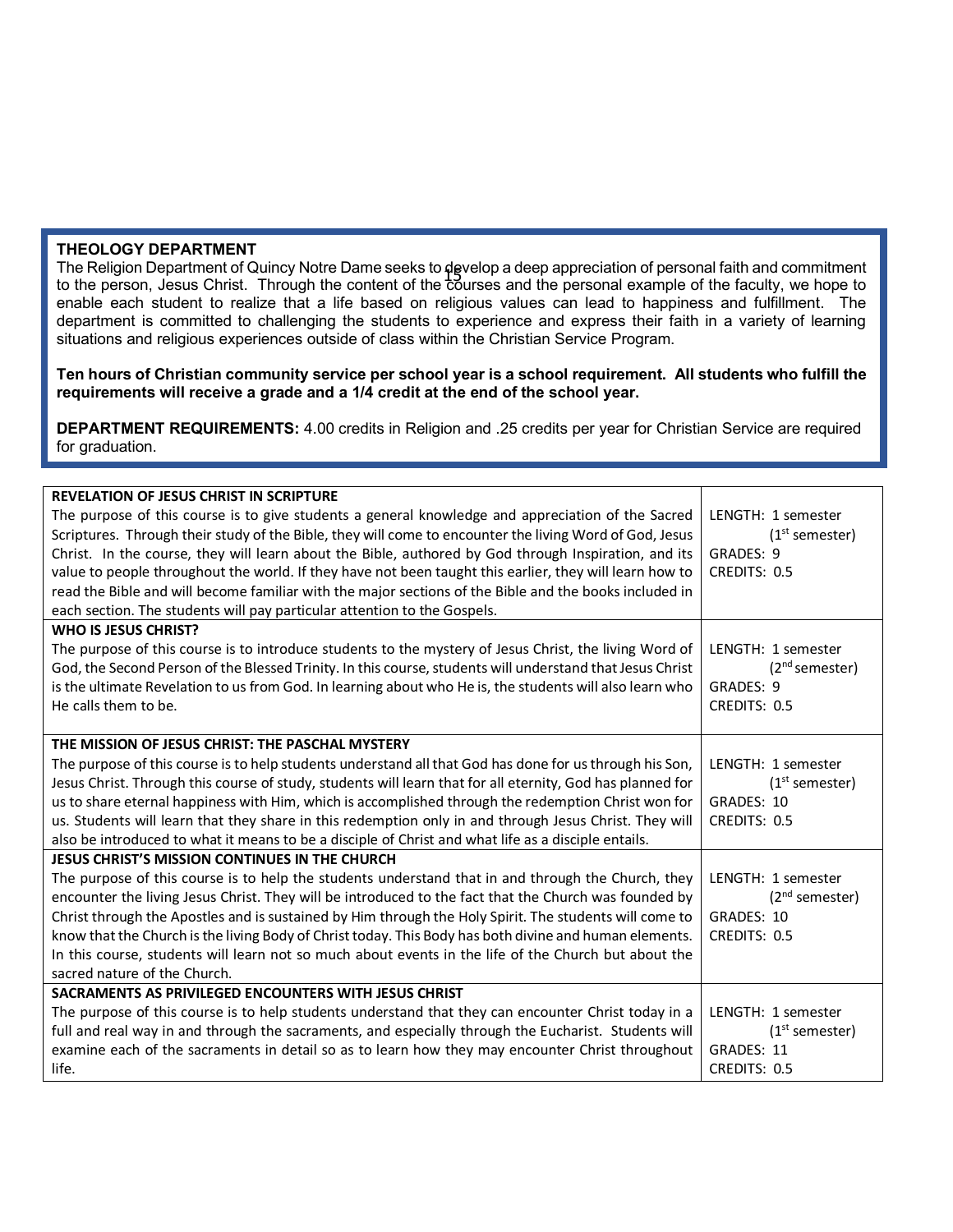## THEOLOGY DEPARTMENT

The Religion Department of Quincy Notre Dame seeks to develop a deep appreciation of personal faith and commitment to the person, Jesus Christ. Through the content of the courses and the personal example of the faculty, we hope to enable each student to realize that a life based on religious values can lead to happiness and fulfillment. The department is committed to challenging the students to experience and express their faith in a variety of learning situations and religious experiences outside of class within the Christian Service Program.

**Ten hours of Christian community service per school year is a school requirement. All students who fulfill the requirements will receive a grade and a 1/4 credit at the end of the school year.**

**DEPARTMENT REQUIREMENTS:** 4.00 credits in Religion and .25 credits per year for Christian Service are required for graduation.

| Course | Details |
|---|---|
| **REVELATION OF JESUS CHRIST IN SCRIPTURE**<br>The purpose of this course is to give students a general knowledge and appreciation of the Sacred Scriptures. Through their study of the Bible, they will come to encounter the living Word of God, Jesus Christ. In the course, they will learn about the Bible, authored by God through Inspiration, and its value to people throughout the world. If they have not been taught this earlier, they will learn how to read the Bible and will become familiar with the major sections of the Bible and the books included in each section. The students will pay particular attention to the Gospels. | LENGTH: 1 semester (1st semester)<br>GRADES: 9<br>CREDITS: 0.5 |
| **WHO IS JESUS CHRIST?**<br>The purpose of this course is to introduce students to the mystery of Jesus Christ, the living Word of God, the Second Person of the Blessed Trinity. In this course, students will understand that Jesus Christ is the ultimate Revelation to us from God. In learning about who He is, the students will also learn who He calls them to be. | LENGTH: 1 semester (2nd semester)<br>GRADES: 9<br>CREDITS: 0.5 |
| **THE MISSION OF JESUS CHRIST: THE PASCHAL MYSTERY**<br>The purpose of this course is to help students understand all that God has done for us through his Son, Jesus Christ. Through this course of study, students will learn that for all eternity, God has planned for us to share eternal happiness with Him, which is accomplished through the redemption Christ won for us. Students will learn that they share in this redemption only in and through Jesus Christ. They will also be introduced to what it means to be a disciple of Christ and what life as a disciple entails. | LENGTH: 1 semester (1st semester)<br>GRADES: 10<br>CREDITS: 0.5 |
| **JESUS CHRIST'S MISSION CONTINUES IN THE CHURCH**<br>The purpose of this course is to help the students understand that in and through the Church, they encounter the living Jesus Christ. They will be introduced to the fact that the Church was founded by Christ through the Apostles and is sustained by Him through the Holy Spirit. The students will come to know that the Church is the living Body of Christ today. This Body has both divine and human elements. In this course, students will learn not so much about events in the life of the Church but about the sacred nature of the Church. | LENGTH: 1 semester (2nd semester)<br>GRADES: 10<br>CREDITS: 0.5 |
| **SACRAMENTS AS PRIVILEGED ENCOUNTERS WITH JESUS CHRIST**<br>The purpose of this course is to help students understand that they can encounter Christ today in a full and real way in and through the sacraments, and especially through the Eucharist. Students will examine each of the sacraments in detail so as to learn how they may encounter Christ throughout life. | LENGTH: 1 semester (1st semester)<br>GRADES: 11<br>CREDITS: 0.5 |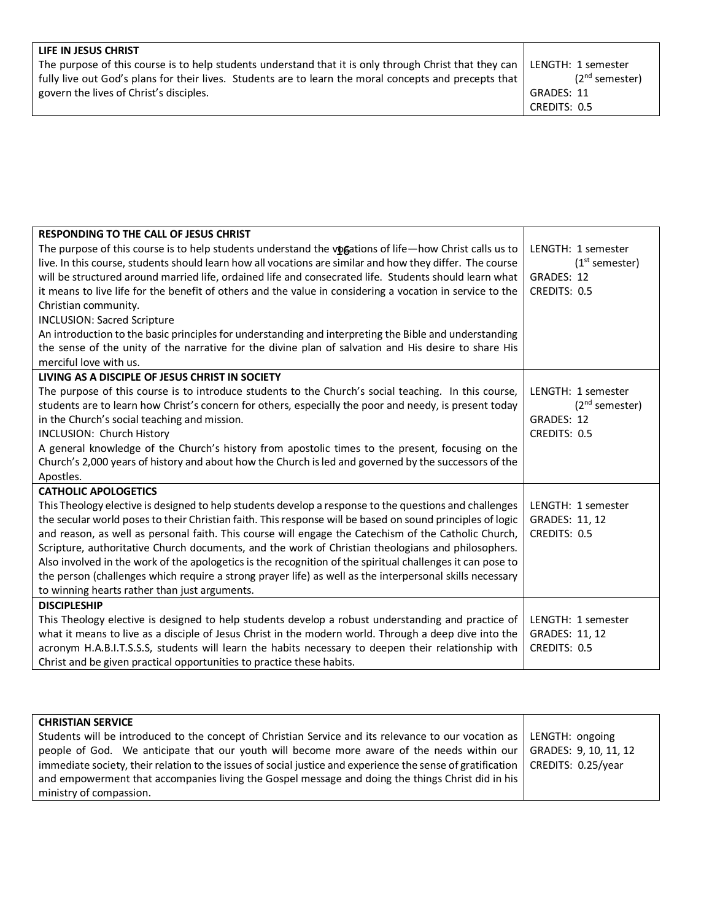| | |
|---|---|
| **LIFE IN JESUS CHRIST**<br>The purpose of this course is to help students understand that it is only through Christ that they can fully live out God's plans for their lives. Students are to learn the moral concepts and precepts that govern the lives of Christ's disciples. | LENGTH: 1 semester (2nd semester)<br>GRADES: 11<br>CREDITS: 0.5 |

| | |
|---|---|
| **RESPONDING TO THE CALL OF JESUS CHRIST**<br>The purpose of this course is to help students understand the vocations of life—how Christ calls us to live. In this course, students should learn how all vocations are similar and how they differ. The course will be structured around married life, ordained life and consecrated life. Students should learn what it means to live life for the benefit of others and the value in considering a vocation in service to the Christian community.<br>INCLUSION: Sacred Scripture<br>An introduction to the basic principles for understanding and interpreting the Bible and understanding the sense of the unity of the narrative for the divine plan of salvation and His desire to share His merciful love with us. | LENGTH: 1 semester (1st semester)<br>GRADES: 12<br>CREDITS: 0.5 |
| **LIVING AS A DISCIPLE OF JESUS CHRIST IN SOCIETY**<br>The purpose of this course is to introduce students to the Church's social teaching. In this course, students are to learn how Christ's concern for others, especially the poor and needy, is present today in the Church's social teaching and mission.<br>INCLUSION: Church History<br>A general knowledge of the Church's history from apostolic times to the present, focusing on the Church's 2,000 years of history and about how the Church is led and governed by the successors of the Apostles. | LENGTH: 1 semester (2nd semester)<br>GRADES: 12<br>CREDITS: 0.5 |
| **CATHOLIC APOLOGETICS**<br>This Theology elective is designed to help students develop a response to the questions and challenges the secular world poses to their Christian faith. This response will be based on sound principles of logic and reason, as well as personal faith. This course will engage the Catechism of the Catholic Church, Scripture, authoritative Church documents, and the work of Christian theologians and philosophers. Also involved in the work of the apologetics is the recognition of the spiritual challenges it can pose to the person (challenges which require a strong prayer life) as well as the interpersonal skills necessary to winning hearts rather than just arguments. | LENGTH: 1 semester<br>GRADES: 11, 12<br>CREDITS: 0.5 |
| **DISCIPLESHIP**<br>This Theology elective is designed to help students develop a robust understanding and practice of what it means to live as a disciple of Jesus Christ in the modern world. Through a deep dive into the acronym H.A.B.I.T.S.S.S, students will learn the habits necessary to deepen their relationship with Christ and be given practical opportunities to practice these habits. | LENGTH: 1 semester<br>GRADES: 11, 12<br>CREDITS: 0.5 |

| | |
|---|---|
| **CHRISTIAN SERVICE**<br>Students will be introduced to the concept of Christian Service and its relevance to our vocation as people of God. We anticipate that our youth will become more aware of the needs within our immediate society, their relation to the issues of social justice and experience the sense of gratification and empowerment that accompanies living the Gospel message and doing the things Christ did in his ministry of compassion. | LENGTH: ongoing<br>GRADES: 9, 10, 11, 12<br>CREDITS: 0.25/year |